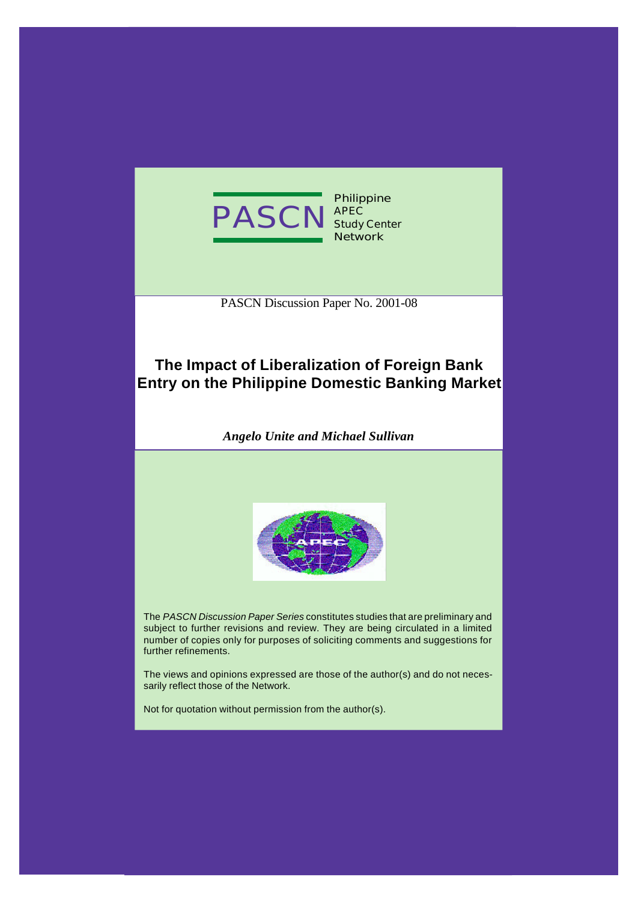PASCN

Philippine
APEC
Study Center
Network

PASCN Discussion Paper No. 2001-08

# The Impact of Liberalization of Foreign Bank Entry on the Philippine Domestic Banking Market

***Angelo Unite and Michael Sullivan***

The *PASCN Discussion Paper Series* constitutes studies that are preliminary and subject to further revisions and review. They are being circulated in a limited number of copies only for purposes of soliciting comments and suggestions for further refinements.

The views and opinions expressed are those of the author(s) and do not necessarily reflect those of the Network.

Not for quotation without permission from the author(s).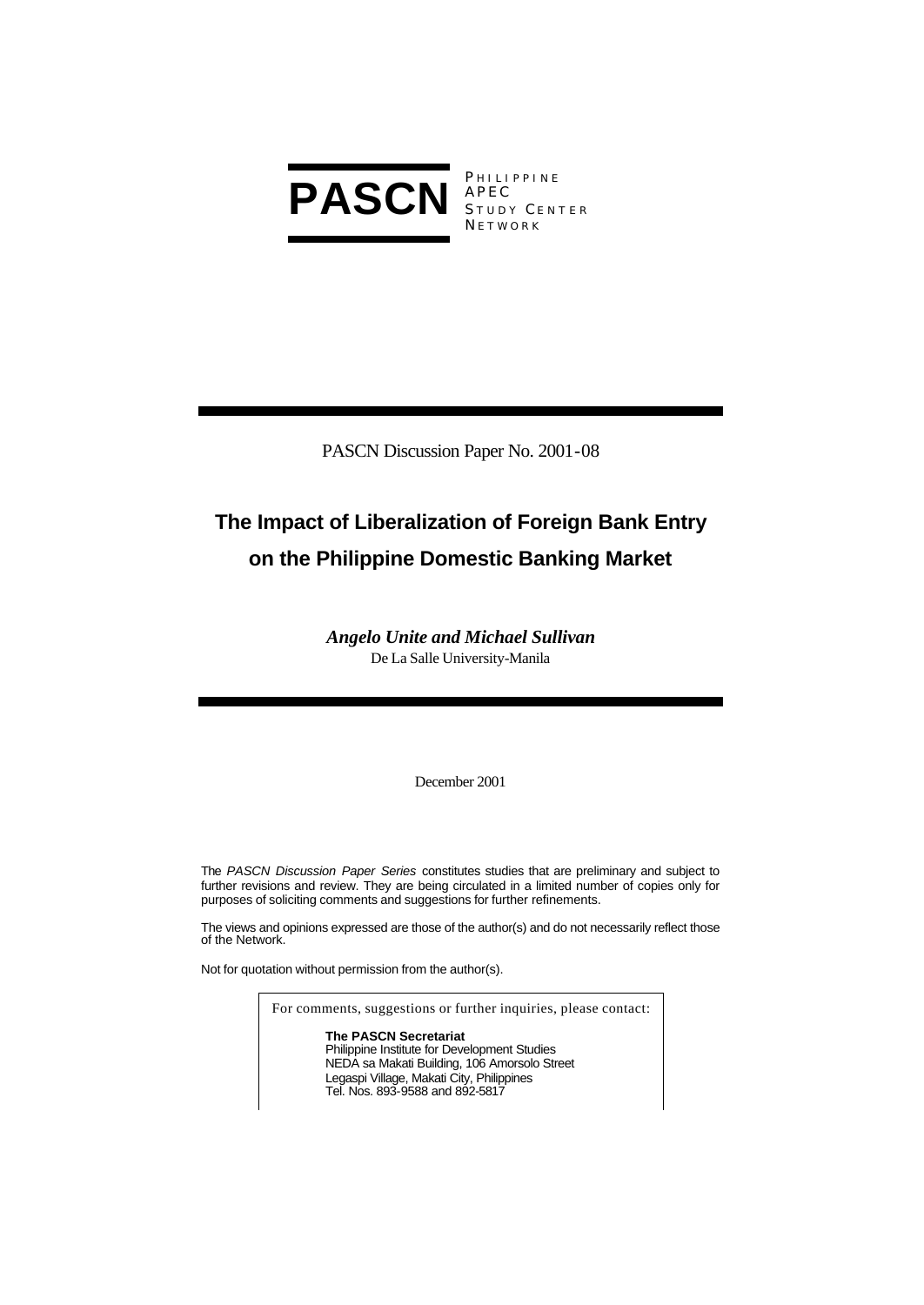**PASCN** PHILIPPINE APEC STUDY CENTER NETWORK

PASCN Discussion Paper No. 2001-08

# The Impact of Liberalization of Foreign Bank Entry on the Philippine Domestic Banking Market

***Angelo Unite and Michael Sullivan***
De La Salle University-Manila

December 2001

The *PASCN Discussion Paper Series* constitutes studies that are preliminary and subject to further revisions and review. They are being circulated in a limited number of copies only for purposes of soliciting comments and suggestions for further refinements.

The views and opinions expressed are those of the author(s) and do not necessarily reflect those of the Network.

Not for quotation without permission from the author(s).

For comments, suggestions or further inquiries, please contact:

**The PASCN Secretariat**
Philippine Institute for Development Studies
NEDA sa Makati Building, 106 Amorsolo Street
Legaspi Village, Makati City, Philippines
Tel. Nos. 893-9588 and 892-5817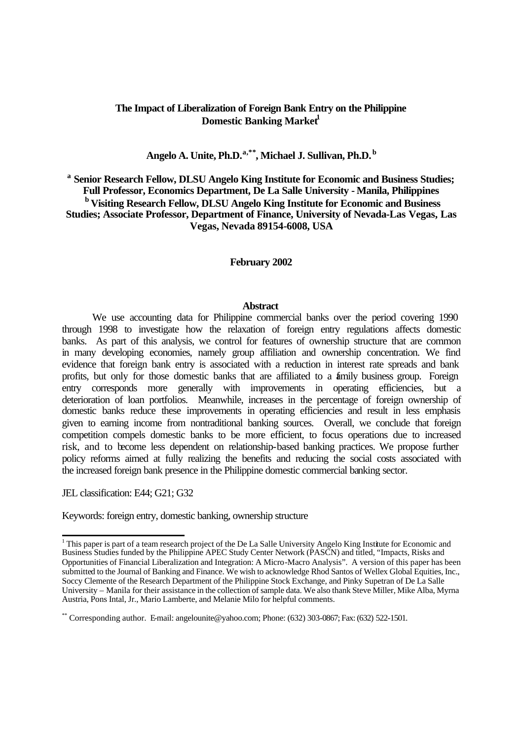# The Impact of Liberalization of Foreign Bank Entry on the Philippine Domestic Banking Market[1]

**Angelo A. Unite, Ph.D.[a,**], Michael J. Sullivan, Ph.D.[b]**

**[a] Senior Research Fellow, DLSU Angelo King Institute for Economic and Business Studies; Full Professor, Economics Department, De La Salle University - Manila, Philippines**
**[b] Visiting Research Fellow, DLSU Angelo King Institute for Economic and Business Studies; Associate Professor, Department of Finance, University of Nevada-Las Vegas, Las Vegas, Nevada 89154-6008, USA**

**February 2002**

## Abstract

We use accounting data for Philippine commercial banks over the period covering 1990 through 1998 to investigate how the relaxation of foreign entry regulations affects domestic banks. As part of this analysis, we control for features of ownership structure that are common in many developing economies, namely group affiliation and ownership concentration. We find evidence that foreign bank entry is associated with a reduction in interest rate spreads and bank profits, but only for those domestic banks that are affiliated to a family business group. Foreign entry corresponds more generally with improvements in operating efficiencies, but a deterioration of loan portfolios. Meanwhile, increases in the percentage of foreign ownership of domestic banks reduce these improvements in operating efficiencies and result in less emphasis given to earning income from nontraditional banking sources. Overall, we conclude that foreign competition compels domestic banks to be more efficient, to focus operations due to increased risk, and to become less dependent on relationship-based banking practices. We propose further policy reforms aimed at fully realizing the benefits and reducing the social costs associated with the increased foreign bank presence in the Philippine domestic commercial banking sector.

JEL classification: E44; G21; G32

Keywords: foreign entry, domestic banking, ownership structure

---

[1] This paper is part of a team research project of the De La Salle University Angelo King Institute for Economic and Business Studies funded by the Philippine APEC Study Center Network (PASCN) and titled, "Impacts, Risks and Opportunities of Financial Liberalization and Integration: A Micro-Macro Analysis". A version of this paper has been submitted to the Journal of Banking and Finance. We wish to acknowledge Rhod Santos of Wellex Global Equities, Inc., Soccy Clemente of the Research Department of the Philippine Stock Exchange, and Pinky Supetran of De La Salle University – Manila for their assistance in the collection of sample data. We also thank Steve Miller, Mike Alba, Myrna Austria, Pons Intal, Jr., Mario Lamberte, and Melanie Milo for helpful comments.

[**] Corresponding author. E-mail: angelounite@yahoo.com; Phone: (632) 303-0867; Fax: (632) 522-1501.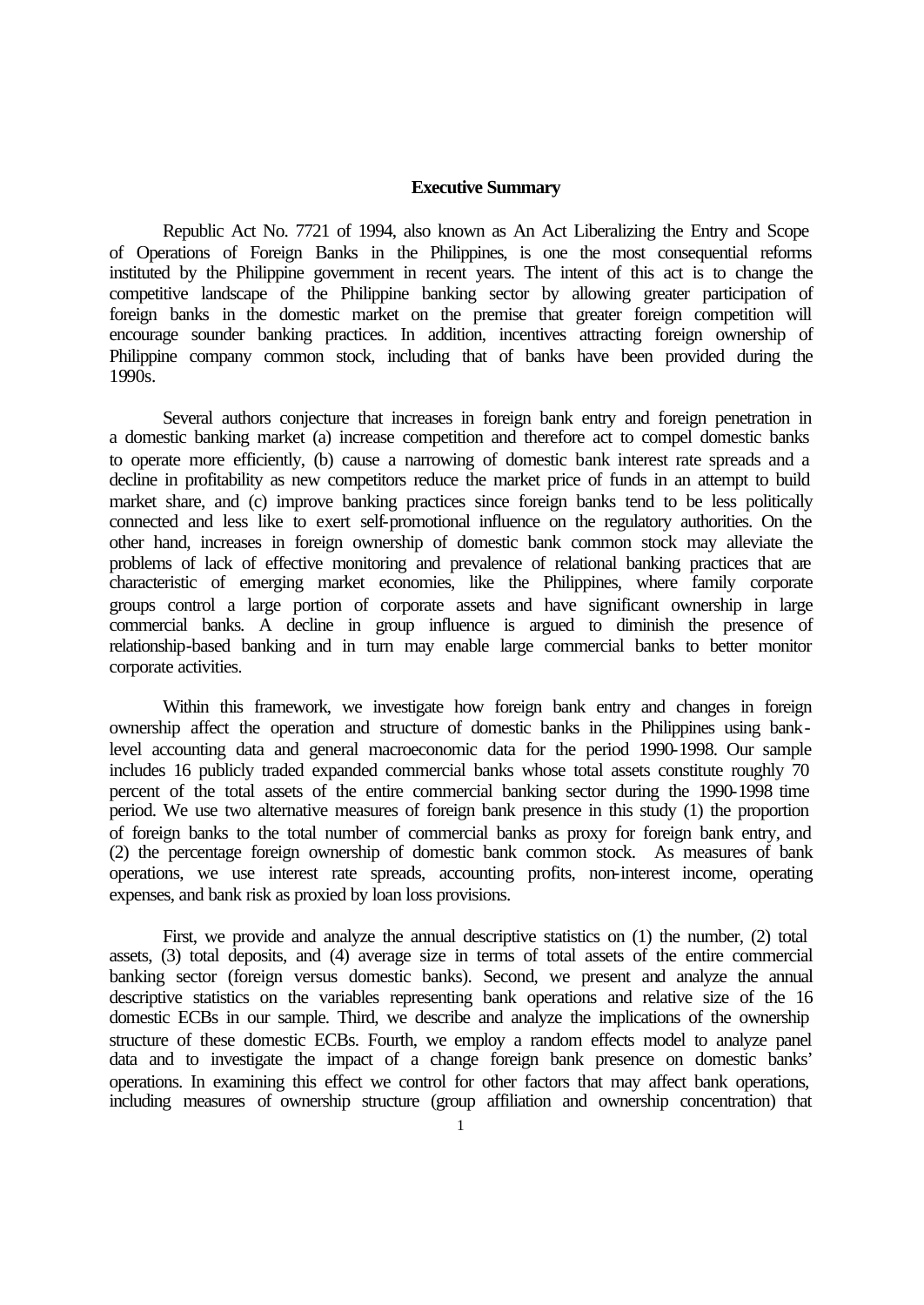## Executive Summary

Republic Act No. 7721 of 1994, also known as An Act Liberalizing the Entry and Scope of Operations of Foreign Banks in the Philippines, is one the most consequential reforms instituted by the Philippine government in recent years. The intent of this act is to change the competitive landscape of the Philippine banking sector by allowing greater participation of foreign banks in the domestic market on the premise that greater foreign competition will encourage sounder banking practices. In addition, incentives attracting foreign ownership of Philippine company common stock, including that of banks have been provided during the 1990s.

Several authors conjecture that increases in foreign bank entry and foreign penetration in a domestic banking market (a) increase competition and therefore act to compel domestic banks to operate more efficiently, (b) cause a narrowing of domestic bank interest rate spreads and a decline in profitability as new competitors reduce the market price of funds in an attempt to build market share, and (c) improve banking practices since foreign banks tend to be less politically connected and less like to exert self-promotional influence on the regulatory authorities. On the other hand, increases in foreign ownership of domestic bank common stock may alleviate the problems of lack of effective monitoring and prevalence of relational banking practices that are characteristic of emerging market economies, like the Philippines, where family corporate groups control a large portion of corporate assets and have significant ownership in large commercial banks. A decline in group influence is argued to diminish the presence of relationship-based banking and in turn may enable large commercial banks to better monitor corporate activities.

Within this framework, we investigate how foreign bank entry and changes in foreign ownership affect the operation and structure of domestic banks in the Philippines using bank-level accounting data and general macroeconomic data for the period 1990-1998. Our sample includes 16 publicly traded expanded commercial banks whose total assets constitute roughly 70 percent of the total assets of the entire commercial banking sector during the 1990-1998 time period. We use two alternative measures of foreign bank presence in this study (1) the proportion of foreign banks to the total number of commercial banks as proxy for foreign bank entry, and (2) the percentage foreign ownership of domestic bank common stock. As measures of bank operations, we use interest rate spreads, accounting profits, non-interest income, operating expenses, and bank risk as proxied by loan loss provisions.

First, we provide and analyze the annual descriptive statistics on (1) the number, (2) total assets, (3) total deposits, and (4) average size in terms of total assets of the entire commercial banking sector (foreign versus domestic banks). Second, we present and analyze the annual descriptive statistics on the variables representing bank operations and relative size of the 16 domestic ECBs in our sample. Third, we describe and analyze the implications of the ownership structure of these domestic ECBs. Fourth, we employ a random effects model to analyze panel data and to investigate the impact of a change foreign bank presence on domestic banks' operations. In examining this effect we control for other factors that may affect bank operations, including measures of ownership structure (group affiliation and ownership concentration) that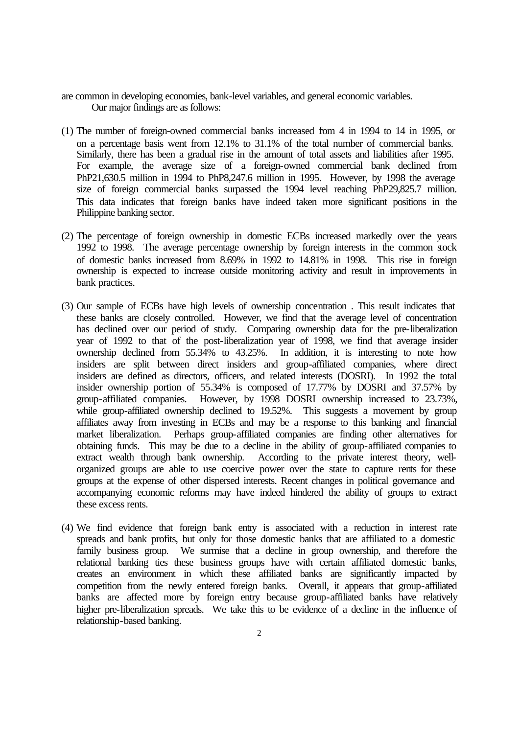are common in developing economies, bank-level variables, and general economic variables.

Our major findings are as follows:

(1) The number of foreign-owned commercial banks increased fom 4 in 1994 to 14 in 1995, or on a percentage basis went from 12.1% to 31.1% of the total number of commercial banks. Similarly, there has been a gradual rise in the amount of total assets and liabilities after 1995. For example, the average size of a foreign-owned commercial bank declined from PhP21,630.5 million in 1994 to PhP8,247.6 million in 1995. However, by 1998 the average size of foreign commercial banks surpassed the 1994 level reaching PhP29,825.7 million. This data indicates that foreign banks have indeed taken more significant positions in the Philippine banking sector.

(2) The percentage of foreign ownership in domestic ECBs increased markedly over the years 1992 to 1998. The average percentage ownership by foreign interests in the common stock of domestic banks increased from 8.69% in 1992 to 14.81% in 1998. This rise in foreign ownership is expected to increase outside monitoring activity and result in improvements in bank practices.

(3) Our sample of ECBs have high levels of ownership concentration . This result indicates that these banks are closely controlled. However, we find that the average level of concentration has declined over our period of study. Comparing ownership data for the pre-liberalization year of 1992 to that of the post-liberalization year of 1998, we find that average insider ownership declined from 55.34% to 43.25%. In addition, it is interesting to note how insiders are split between direct insiders and group-affiliated companies, where direct insiders are defined as directors, officers, and related interests (DOSRI). In 1992 the total insider ownership portion of 55.34% is composed of 17.77% by DOSRI and 37.57% by group-affiliated companies. However, by 1998 DOSRI ownership increased to 23.73%, while group-affiliated ownership declined to 19.52%. This suggests a movement by group affiliates away from investing in ECBs and may be a response to this banking and financial market liberalization. Perhaps group-affiliated companies are finding other alternatives for obtaining funds. This may be due to a decline in the ability of group-affiliated companies to extract wealth through bank ownership. According to the private interest theory, well-organized groups are able to use coercive power over the state to capture rents for these groups at the expense of other dispersed interests. Recent changes in political governance and accompanying economic reforms may have indeed hindered the ability of groups to extract these excess rents.

(4) We find evidence that foreign bank entry is associated with a reduction in interest rate spreads and bank profits, but only for those domestic banks that are affiliated to a domestic family business group. We surmise that a decline in group ownership, and therefore the relational banking ties these business groups have with certain affiliated domestic banks, creates an environment in which these affiliated banks are significantly impacted by competition from the newly entered foreign banks. Overall, it appears that group-affiliated banks are affected more by foreign entry because group-affiliated banks have relatively higher pre-liberalization spreads. We take this to be evidence of a decline in the influence of relationship-based banking.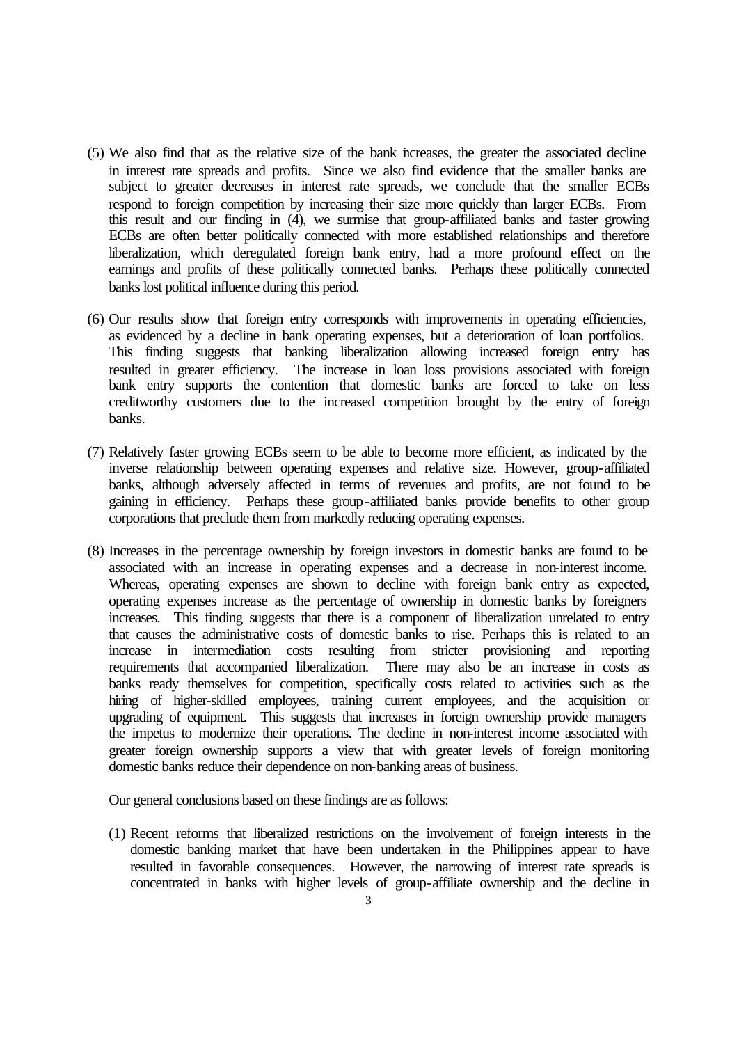(5) We also find that as the relative size of the bank increases, the greater the associated decline in interest rate spreads and profits. Since we also find evidence that the smaller banks are subject to greater decreases in interest rate spreads, we conclude that the smaller ECBs respond to foreign competition by increasing their size more quickly than larger ECBs. From this result and our finding in (4), we surmise that group-affiliated banks and faster growing ECBs are often better politically connected with more established relationships and therefore liberalization, which deregulated foreign bank entry, had a more profound effect on the earnings and profits of these politically connected banks. Perhaps these politically connected banks lost political influence during this period.

(6) Our results show that foreign entry corresponds with improvements in operating efficiencies, as evidenced by a decline in bank operating expenses, but a deterioration of loan portfolios. This finding suggests that banking liberalization allowing increased foreign entry has resulted in greater efficiency. The increase in loan loss provisions associated with foreign bank entry supports the contention that domestic banks are forced to take on less creditworthy customers due to the increased competition brought by the entry of foreign banks.

(7) Relatively faster growing ECBs seem to be able to become more efficient, as indicated by the inverse relationship between operating expenses and relative size. However, group-affiliated banks, although adversely affected in terms of revenues and profits, are not found to be gaining in efficiency. Perhaps these group-affiliated banks provide benefits to other group corporations that preclude them from markedly reducing operating expenses.

(8) Increases in the percentage ownership by foreign investors in domestic banks are found to be associated with an increase in operating expenses and a decrease in non-interest income. Whereas, operating expenses are shown to decline with foreign bank entry as expected, operating expenses increase as the percentage of ownership in domestic banks by foreigners increases. This finding suggests that there is a component of liberalization unrelated to entry that causes the administrative costs of domestic banks to rise. Perhaps this is related to an increase in intermediation costs resulting from stricter provisioning and reporting requirements that accompanied liberalization. There may also be an increase in costs as banks ready themselves for competition, specifically costs related to activities such as the hiring of higher-skilled employees, training current employees, and the acquisition or upgrading of equipment. This suggests that increases in foreign ownership provide managers the impetus to modernize their operations. The decline in non-interest income associated with greater foreign ownership supports a view that with greater levels of foreign monitoring domestic banks reduce their dependence on non-banking areas of business.

Our general conclusions based on these findings are as follows:

(1) Recent reforms that liberalized restrictions on the involvement of foreign interests in the domestic banking market that have been undertaken in the Philippines appear to have resulted in favorable consequences. However, the narrowing of interest rate spreads is concentrated in banks with higher levels of group-affiliate ownership and the decline in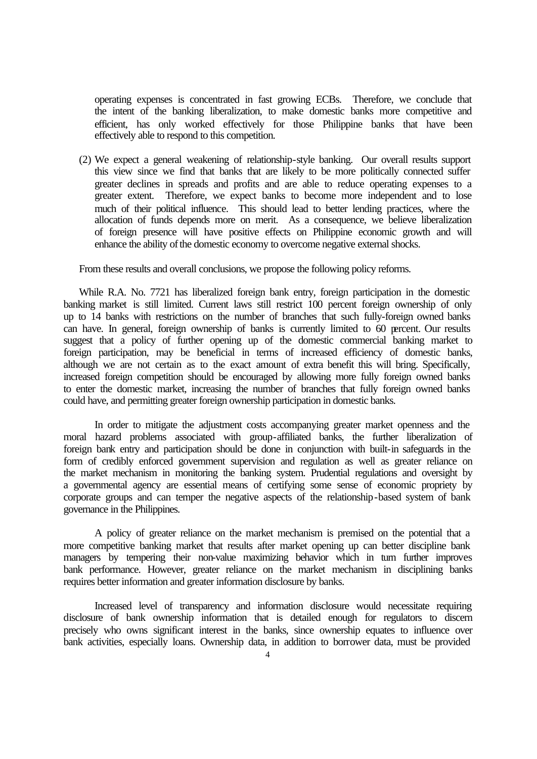operating expenses is concentrated in fast growing ECBs. Therefore, we conclude that the intent of the banking liberalization, to make domestic banks more competitive and efficient, has only worked effectively for those Philippine banks that have been effectively able to respond to this competition.

(2) We expect a general weakening of relationship-style banking. Our overall results support this view since we find that banks that are likely to be more politically connected suffer greater declines in spreads and profits and are able to reduce operating expenses to a greater extent. Therefore, we expect banks to become more independent and to lose much of their political influence. This should lead to better lending practices, where the allocation of funds depends more on merit. As a consequence, we believe liberalization of foreign presence will have positive effects on Philippine economic growth and will enhance the ability of the domestic economy to overcome negative external shocks.

From these results and overall conclusions, we propose the following policy reforms.

While R.A. No. 7721 has liberalized foreign bank entry, foreign participation in the domestic banking market is still limited. Current laws still restrict 100 percent foreign ownership of only up to 14 banks with restrictions on the number of branches that such fully-foreign owned banks can have. In general, foreign ownership of banks is currently limited to 60 percent. Our results suggest that a policy of further opening up of the domestic commercial banking market to foreign participation, may be beneficial in terms of increased efficiency of domestic banks, although we are not certain as to the exact amount of extra benefit this will bring. Specifically, increased foreign competition should be encouraged by allowing more fully foreign owned banks to enter the domestic market, increasing the number of branches that fully foreign owned banks could have, and permitting greater foreign ownership participation in domestic banks.

In order to mitigate the adjustment costs accompanying greater market openness and the moral hazard problems associated with group-affiliated banks, the further liberalization of foreign bank entry and participation should be done in conjunction with built-in safeguards in the form of credibly enforced government supervision and regulation as well as greater reliance on the market mechanism in monitoring the banking system. Prudential regulations and oversight by a governmental agency are essential means of certifying some sense of economic propriety by corporate groups and can temper the negative aspects of the relationship-based system of bank governance in the Philippines.

A policy of greater reliance on the market mechanism is premised on the potential that a more competitive banking market that results after market opening up can better discipline bank managers by tempering their non-value maximizing behavior which in turn further improves bank performance. However, greater reliance on the market mechanism in disciplining banks requires better information and greater information disclosure by banks.

Increased level of transparency and information disclosure would necessitate requiring disclosure of bank ownership information that is detailed enough for regulators to discern precisely who owns significant interest in the banks, since ownership equates to influence over bank activities, especially loans. Ownership data, in addition to borrower data, must be provided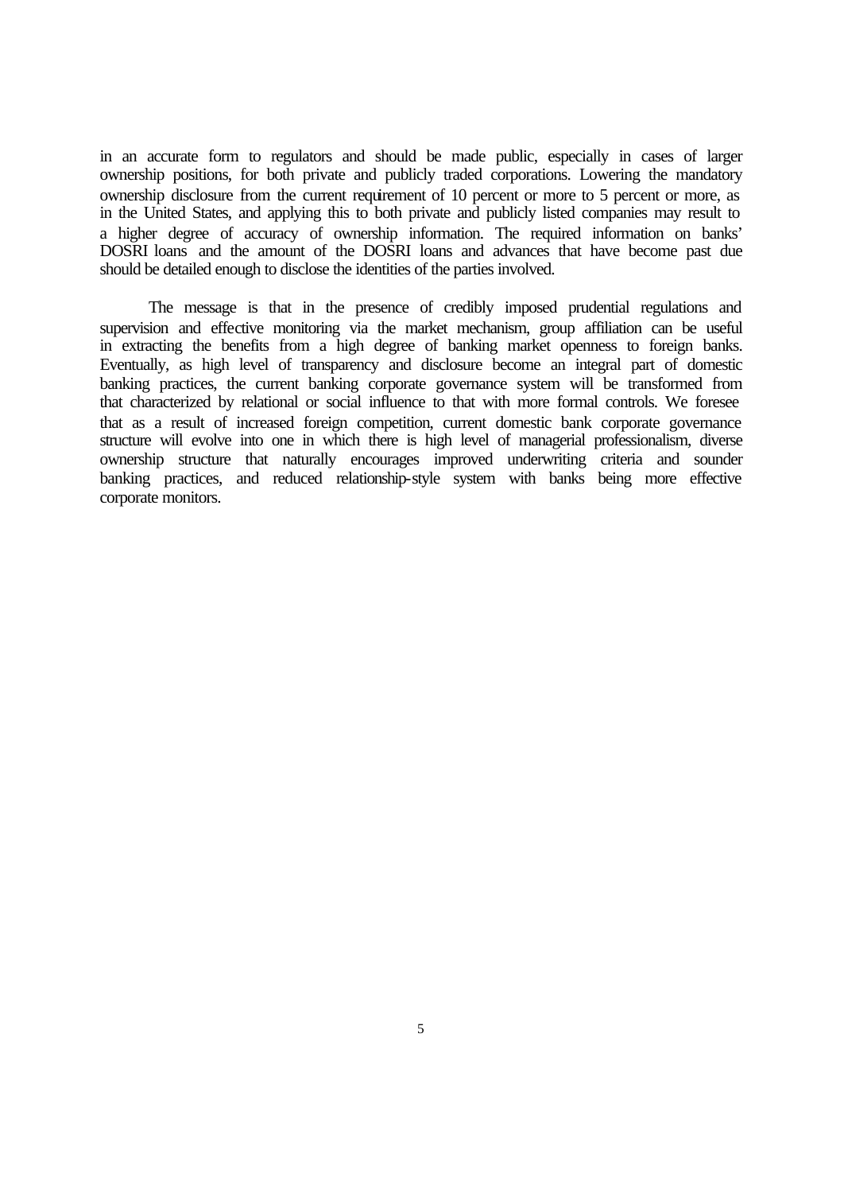in an accurate form to regulators and should be made public, especially in cases of larger ownership positions, for both private and publicly traded corporations. Lowering the mandatory ownership disclosure from the current requirement of 10 percent or more to 5 percent or more, as in the United States, and applying this to both private and publicly listed companies may result to a higher degree of accuracy of ownership information. The required information on banks' DOSRI loans and the amount of the DOSRI loans and advances that have become past due should be detailed enough to disclose the identities of the parties involved.

The message is that in the presence of credibly imposed prudential regulations and supervision and effective monitoring via the market mechanism, group affiliation can be useful in extracting the benefits from a high degree of banking market openness to foreign banks. Eventually, as high level of transparency and disclosure become an integral part of domestic banking practices, the current banking corporate governance system will be transformed from that characterized by relational or social influence to that with more formal controls. We foresee that as a result of increased foreign competition, current domestic bank corporate governance structure will evolve into one in which there is high level of managerial professionalism, diverse ownership structure that naturally encourages improved underwriting criteria and sounder banking practices, and reduced relationship-style system with banks being more effective corporate monitors.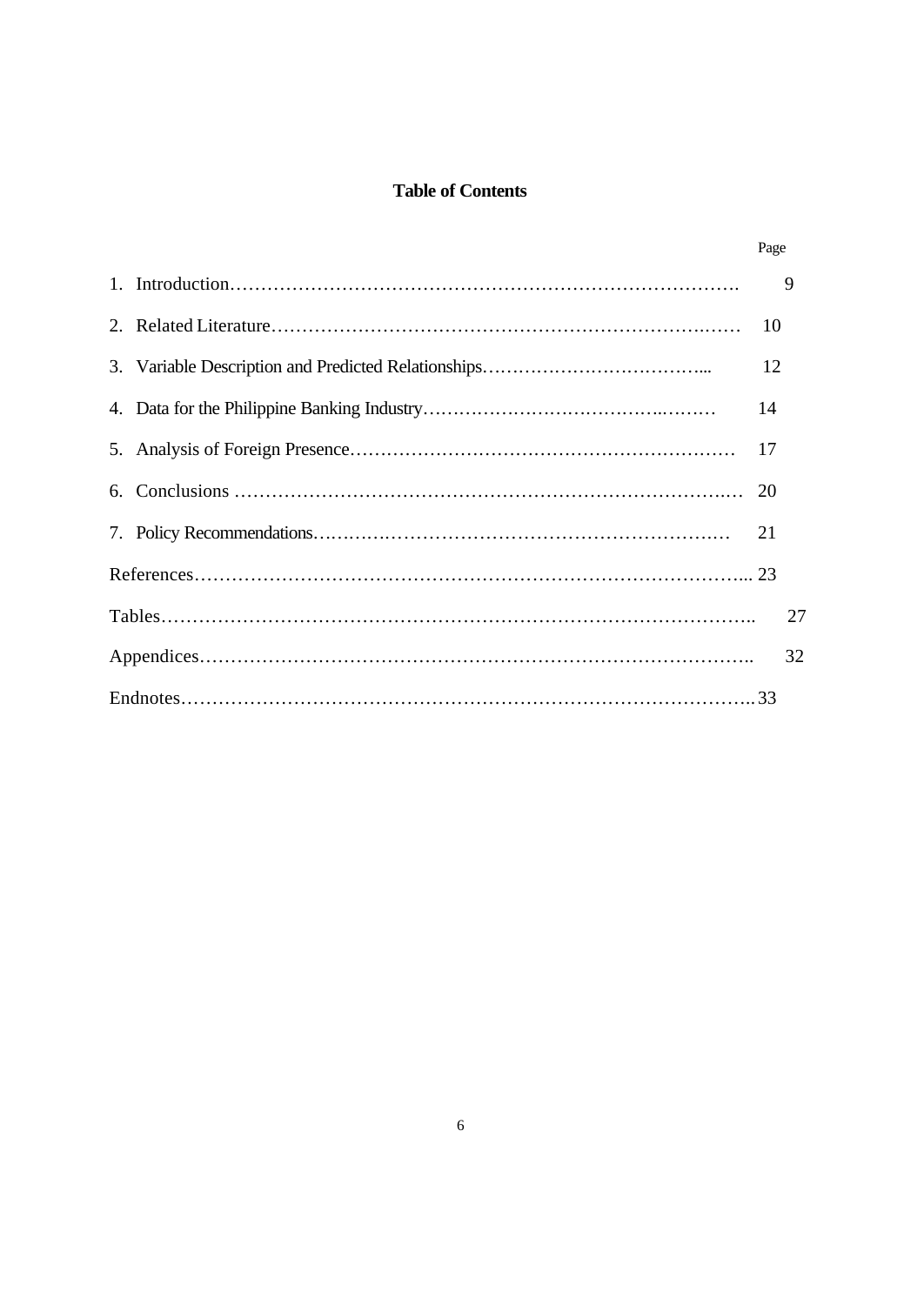**Table of Contents**

| | Page |
|---|---|
| 1. Introduction | 9 |
| 2. Related Literature | 10 |
| 3. Variable Description and Predicted Relationships | 12 |
| 4. Data for the Philippine Banking Industry | 14 |
| 5. Analysis of Foreign Presence | 17 |
| 6. Conclusions | 20 |
| 7. Policy Recommendations | 21 |
| References | 23 |
| Tables | 27 |
| Appendices | 32 |
| Endnotes | 33 |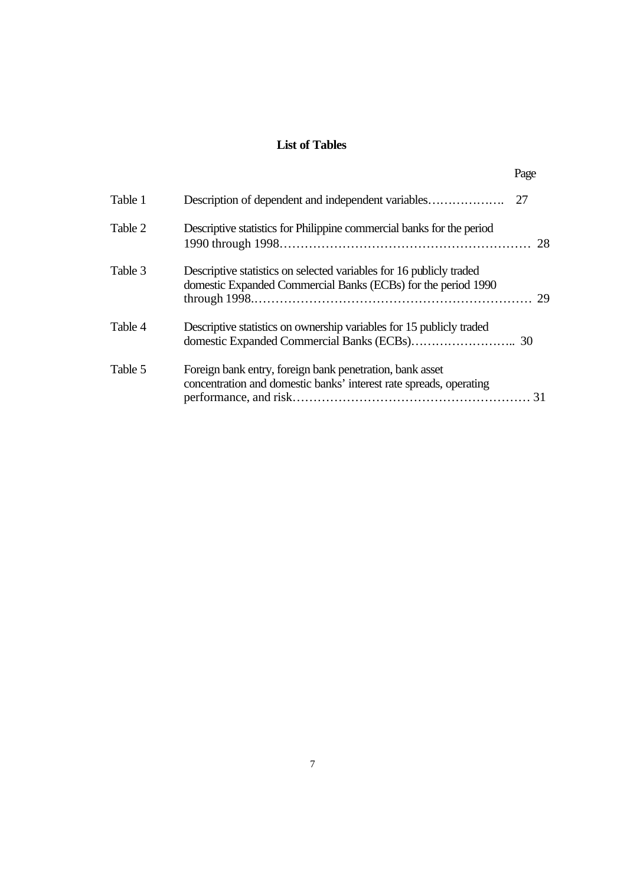## List of Tables

| | | Page |
|---|---|---|
| Table 1 | Description of dependent and independent variables………………. | 27 |
| Table 2 | Descriptive statistics for Philippine commercial banks for the period 1990 through 1998…………………………………………………… | 28 |
| Table 3 | Descriptive statistics on selected variables for 16 publicly traded domestic Expanded Commercial Banks (ECBs) for the period 1990 through 1998.………………………………………………………… | 29 |
| Table 4 | Descriptive statistics on ownership variables for 15 publicly traded domestic Expanded Commercial Banks (ECBs)…………………….. | 30 |
| Table 5 | Foreign bank entry, foreign bank penetration, bank asset concentration and domestic banks' interest rate spreads, operating performance, and risk………………………………………………… | 31 |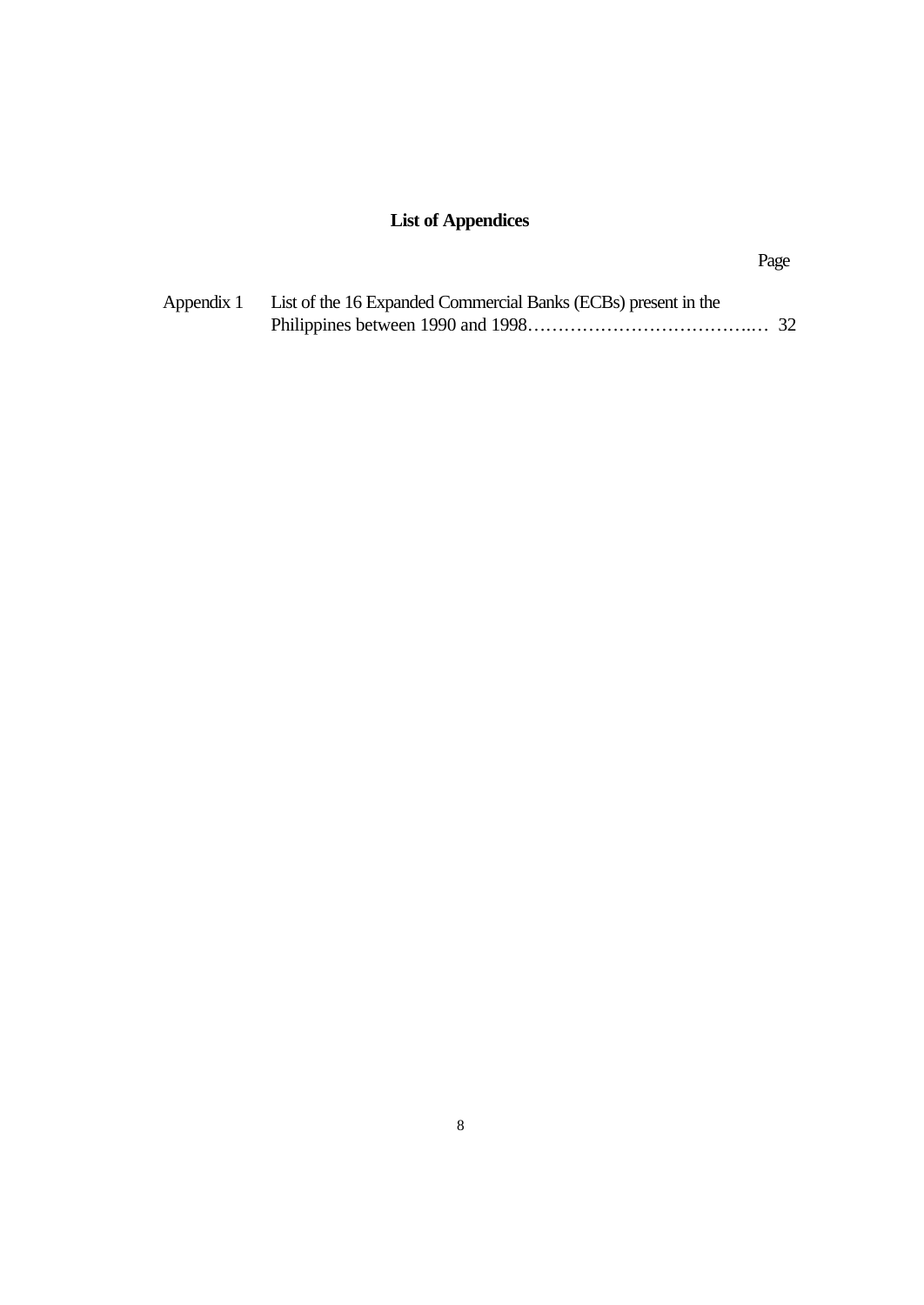## List of Appendices

| | | Page |
|---|---|---|
| Appendix 1 | List of the 16 Expanded Commercial Banks (ECBs) present in the Philippines between 1990 and 1998……………………………….… | 32 |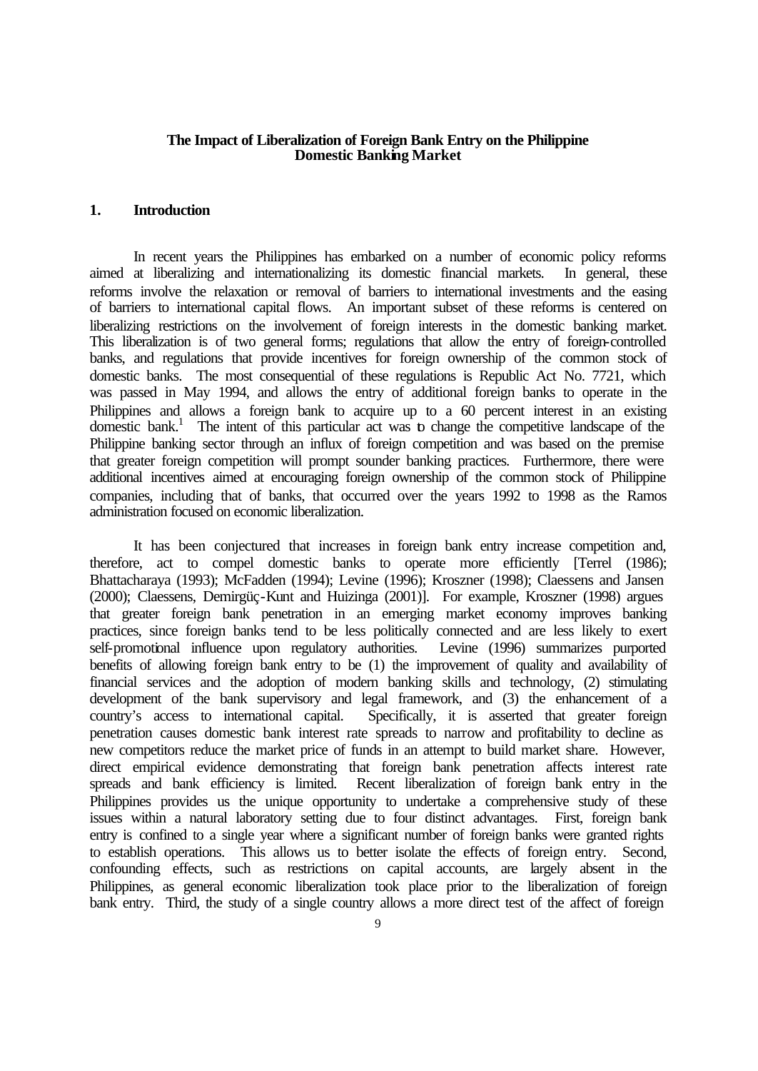**The Impact of Liberalization of Foreign Bank Entry on the Philippine Domestic Banking Market**

## 1. Introduction

In recent years the Philippines has embarked on a number of economic policy reforms aimed at liberalizing and internationalizing its domestic financial markets. In general, these reforms involve the relaxation or removal of barriers to international investments and the easing of barriers to international capital flows. An important subset of these reforms is centered on liberalizing restrictions on the involvement of foreign interests in the domestic banking market. This liberalization is of two general forms; regulations that allow the entry of foreign-controlled banks, and regulations that provide incentives for foreign ownership of the common stock of domestic banks. The most consequential of these regulations is Republic Act No. 7721, which was passed in May 1994, and allows the entry of additional foreign banks to operate in the Philippines and allows a foreign bank to acquire up to a 60 percent interest in an existing domestic bank.[1] The intent of this particular act was to change the competitive landscape of the Philippine banking sector through an influx of foreign competition and was based on the premise that greater foreign competition will prompt sounder banking practices. Furthermore, there were additional incentives aimed at encouraging foreign ownership of the common stock of Philippine companies, including that of banks, that occurred over the years 1992 to 1998 as the Ramos administration focused on economic liberalization.

It has been conjectured that increases in foreign bank entry increase competition and, therefore, act to compel domestic banks to operate more efficiently [Terrel (1986); Bhattacharaya (1993); McFadden (1994); Levine (1996); Kroszner (1998); Claessens and Jansen (2000); Claessens, Demirgüç-Kunt and Huizinga (2001)]. For example, Kroszner (1998) argues that greater foreign bank penetration in an emerging market economy improves banking practices, since foreign banks tend to be less politically connected and are less likely to exert self-promotional influence upon regulatory authorities. Levine (1996) summarizes purported benefits of allowing foreign bank entry to be (1) the improvement of quality and availability of financial services and the adoption of modern banking skills and technology, (2) stimulating development of the bank supervisory and legal framework, and (3) the enhancement of a country's access to international capital. Specifically, it is asserted that greater foreign penetration causes domestic bank interest rate spreads to narrow and profitability to decline as new competitors reduce the market price of funds in an attempt to build market share. However, direct empirical evidence demonstrating that foreign bank penetration affects interest rate spreads and bank efficiency is limited. Recent liberalization of foreign bank entry in the Philippines provides us the unique opportunity to undertake a comprehensive study of these issues within a natural laboratory setting due to four distinct advantages. First, foreign bank entry is confined to a single year where a significant number of foreign banks were granted rights to establish operations. This allows us to better isolate the effects of foreign entry. Second, confounding effects, such as restrictions on capital accounts, are largely absent in the Philippines, as general economic liberalization took place prior to the liberalization of foreign bank entry. Third, the study of a single country allows a more direct test of the affect of foreign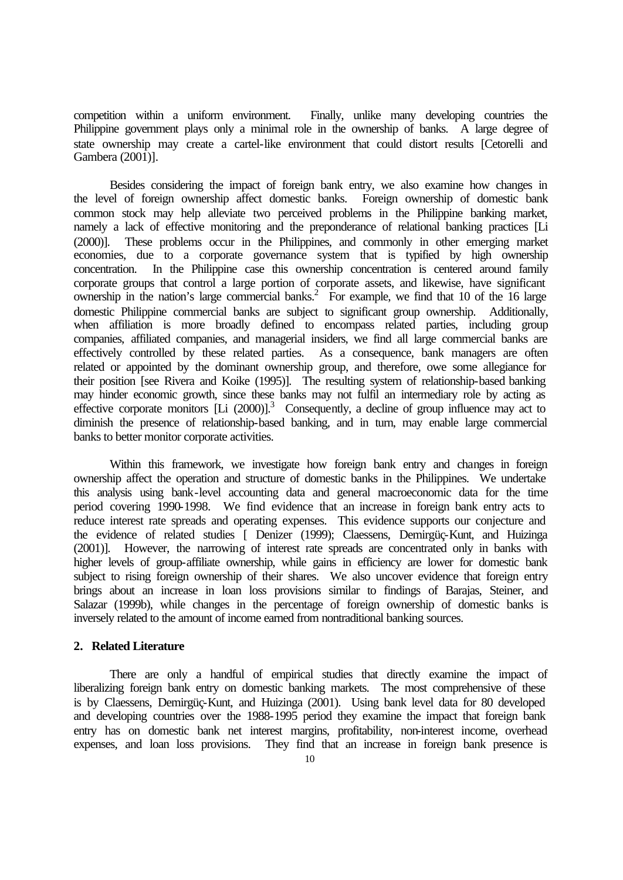competition within a uniform environment. Finally, unlike many developing countries the Philippine government plays only a minimal role in the ownership of banks. A large degree of state ownership may create a cartel-like environment that could distort results [Cetorelli and Gambera (2001)].

Besides considering the impact of foreign bank entry, we also examine how changes in the level of foreign ownership affect domestic banks. Foreign ownership of domestic bank common stock may help alleviate two perceived problems in the Philippine banking market, namely a lack of effective monitoring and the preponderance of relational banking practices [Li (2000)]. These problems occur in the Philippines, and commonly in other emerging market economies, due to a corporate governance system that is typified by high ownership concentration. In the Philippine case this ownership concentration is centered around family corporate groups that control a large portion of corporate assets, and likewise, have significant ownership in the nation's large commercial banks.[2] For example, we find that 10 of the 16 large domestic Philippine commercial banks are subject to significant group ownership. Additionally, when affiliation is more broadly defined to encompass related parties, including group companies, affiliated companies, and managerial insiders, we find all large commercial banks are effectively controlled by these related parties. As a consequence, bank managers are often related or appointed by the dominant ownership group, and therefore, owe some allegiance for their position [see Rivera and Koike (1995)]. The resulting system of relationship-based banking may hinder economic growth, since these banks may not fulfil an intermediary role by acting as effective corporate monitors [Li (2000)].[3] Consequently, a decline of group influence may act to diminish the presence of relationship-based banking, and in turn, may enable large commercial banks to better monitor corporate activities.

Within this framework, we investigate how foreign bank entry and changes in foreign ownership affect the operation and structure of domestic banks in the Philippines. We undertake this analysis using bank-level accounting data and general macroeconomic data for the time period covering 1990-1998. We find evidence that an increase in foreign bank entry acts to reduce interest rate spreads and operating expenses. This evidence supports our conjecture and the evidence of related studies [ Denizer (1999); Claessens, Demirgüç-Kunt, and Huizinga (2001)]. However, the narrowing of interest rate spreads are concentrated only in banks with higher levels of group-affiliate ownership, while gains in efficiency are lower for domestic bank subject to rising foreign ownership of their shares. We also uncover evidence that foreign entry brings about an increase in loan loss provisions similar to findings of Barajas, Steiner, and Salazar (1999b), while changes in the percentage of foreign ownership of domestic banks is inversely related to the amount of income earned from nontraditional banking sources.

## 2. Related Literature

There are only a handful of empirical studies that directly examine the impact of liberalizing foreign bank entry on domestic banking markets. The most comprehensive of these is by Claessens, Demirgüç-Kunt, and Huizinga (2001). Using bank level data for 80 developed and developing countries over the 1988-1995 period they examine the impact that foreign bank entry has on domestic bank net interest margins, profitability, non-interest income, overhead expenses, and loan loss provisions. They find that an increase in foreign bank presence is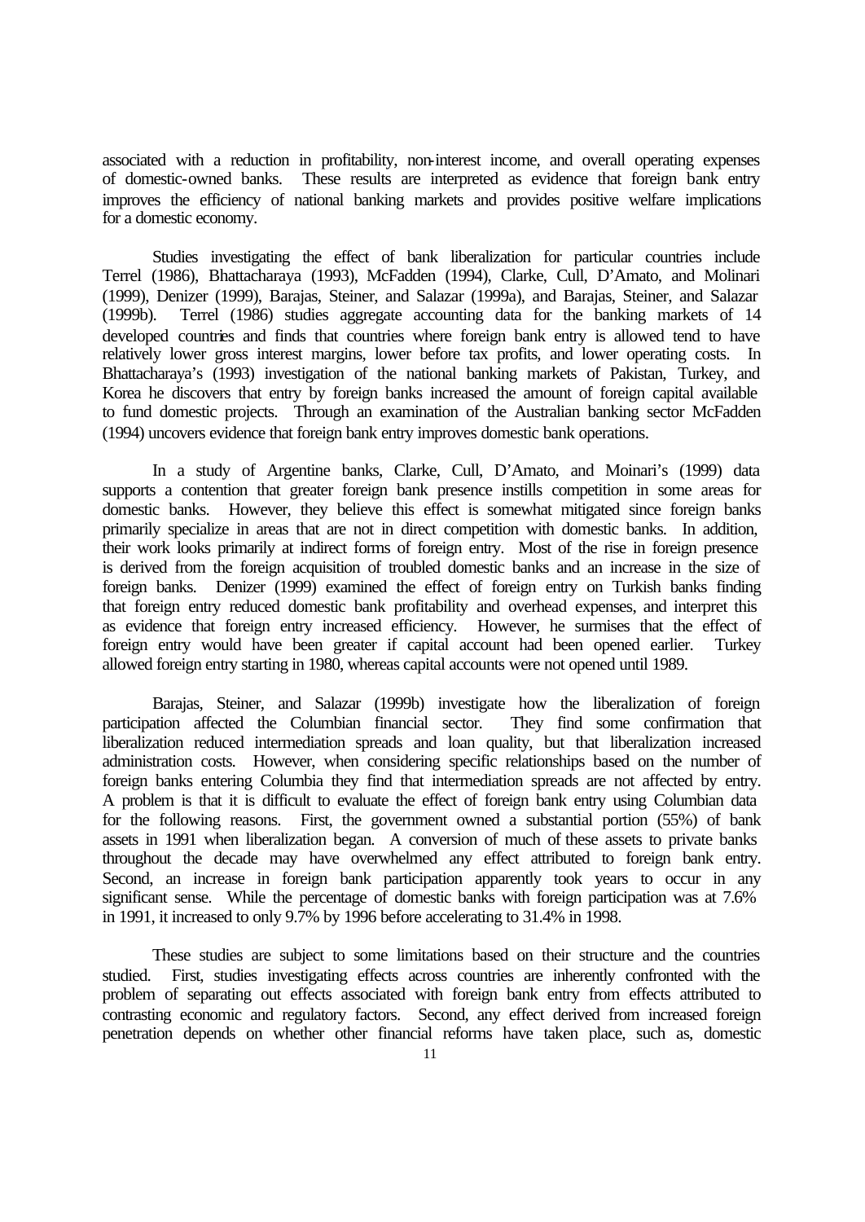associated with a reduction in profitability, non-interest income, and overall operating expenses of domestic-owned banks. These results are interpreted as evidence that foreign bank entry improves the efficiency of national banking markets and provides positive welfare implications for a domestic economy.

Studies investigating the effect of bank liberalization for particular countries include Terrel (1986), Bhattacharaya (1993), McFadden (1994), Clarke, Cull, D'Amato, and Molinari (1999), Denizer (1999), Barajas, Steiner, and Salazar (1999a), and Barajas, Steiner, and Salazar (1999b). Terrel (1986) studies aggregate accounting data for the banking markets of 14 developed countries and finds that countries where foreign bank entry is allowed tend to have relatively lower gross interest margins, lower before tax profits, and lower operating costs. In Bhattacharaya's (1993) investigation of the national banking markets of Pakistan, Turkey, and Korea he discovers that entry by foreign banks increased the amount of foreign capital available to fund domestic projects. Through an examination of the Australian banking sector McFadden (1994) uncovers evidence that foreign bank entry improves domestic bank operations.

In a study of Argentine banks, Clarke, Cull, D'Amato, and Moinari's (1999) data supports a contention that greater foreign bank presence instills competition in some areas for domestic banks. However, they believe this effect is somewhat mitigated since foreign banks primarily specialize in areas that are not in direct competition with domestic banks. In addition, their work looks primarily at indirect forms of foreign entry. Most of the rise in foreign presence is derived from the foreign acquisition of troubled domestic banks and an increase in the size of foreign banks. Denizer (1999) examined the effect of foreign entry on Turkish banks finding that foreign entry reduced domestic bank profitability and overhead expenses, and interpret this as evidence that foreign entry increased efficiency. However, he surmises that the effect of foreign entry would have been greater if capital account had been opened earlier. Turkey allowed foreign entry starting in 1980, whereas capital accounts were not opened until 1989.

Barajas, Steiner, and Salazar (1999b) investigate how the liberalization of foreign participation affected the Columbian financial sector. They find some confirmation that liberalization reduced intermediation spreads and loan quality, but that liberalization increased administration costs. However, when considering specific relationships based on the number of foreign banks entering Columbia they find that intermediation spreads are not affected by entry. A problem is that it is difficult to evaluate the effect of foreign bank entry using Columbian data for the following reasons. First, the government owned a substantial portion (55%) of bank assets in 1991 when liberalization began. A conversion of much of these assets to private banks throughout the decade may have overwhelmed any effect attributed to foreign bank entry. Second, an increase in foreign bank participation apparently took years to occur in any significant sense. While the percentage of domestic banks with foreign participation was at 7.6% in 1991, it increased to only 9.7% by 1996 before accelerating to 31.4% in 1998.

These studies are subject to some limitations based on their structure and the countries studied. First, studies investigating effects across countries are inherently confronted with the problem of separating out effects associated with foreign bank entry from effects attributed to contrasting economic and regulatory factors. Second, any effect derived from increased foreign penetration depends on whether other financial reforms have taken place, such as, domestic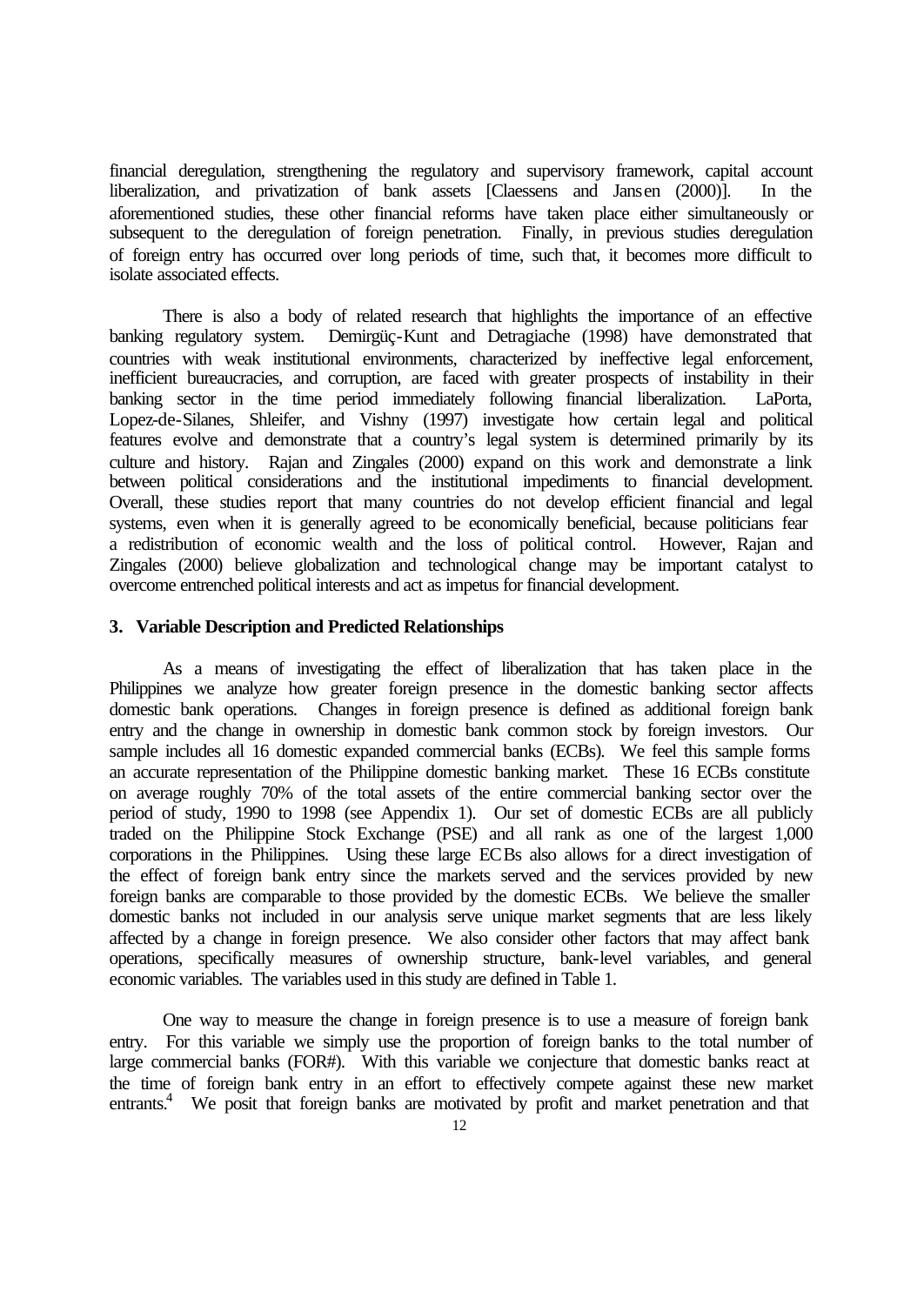financial deregulation, strengthening the regulatory and supervisory framework, capital account liberalization, and privatization of bank assets [Claessens and Jansen (2000)]. In the aforementioned studies, these other financial reforms have taken place either simultaneously or subsequent to the deregulation of foreign penetration. Finally, in previous studies deregulation of foreign entry has occurred over long periods of time, such that, it becomes more difficult to isolate associated effects.

There is also a body of related research that highlights the importance of an effective banking regulatory system. Demirgüç-Kunt and Detragiache (1998) have demonstrated that countries with weak institutional environments, characterized by ineffective legal enforcement, inefficient bureaucracies, and corruption, are faced with greater prospects of instability in their banking sector in the time period immediately following financial liberalization. LaPorta, Lopez-de-Silanes, Shleifer, and Vishny (1997) investigate how certain legal and political features evolve and demonstrate that a country's legal system is determined primarily by its culture and history. Rajan and Zingales (2000) expand on this work and demonstrate a link between political considerations and the institutional impediments to financial development. Overall, these studies report that many countries do not develop efficient financial and legal systems, even when it is generally agreed to be economically beneficial, because politicians fear a redistribution of economic wealth and the loss of political control. However, Rajan and Zingales (2000) believe globalization and technological change may be important catalyst to overcome entrenched political interests and act as impetus for financial development.

## 3. Variable Description and Predicted Relationships

As a means of investigating the effect of liberalization that has taken place in the Philippines we analyze how greater foreign presence in the domestic banking sector affects domestic bank operations. Changes in foreign presence is defined as additional foreign bank entry and the change in ownership in domestic bank common stock by foreign investors. Our sample includes all 16 domestic expanded commercial banks (ECBs). We feel this sample forms an accurate representation of the Philippine domestic banking market. These 16 ECBs constitute on average roughly 70% of the total assets of the entire commercial banking sector over the period of study, 1990 to 1998 (see Appendix 1). Our set of domestic ECBs are all publicly traded on the Philippine Stock Exchange (PSE) and all rank as one of the largest 1,000 corporations in the Philippines. Using these large ECBs also allows for a direct investigation of the effect of foreign bank entry since the markets served and the services provided by new foreign banks are comparable to those provided by the domestic ECBs. We believe the smaller domestic banks not included in our analysis serve unique market segments that are less likely affected by a change in foreign presence. We also consider other factors that may affect bank operations, specifically measures of ownership structure, bank-level variables, and general economic variables. The variables used in this study are defined in Table 1.

One way to measure the change in foreign presence is to use a measure of foreign bank entry. For this variable we simply use the proportion of foreign banks to the total number of large commercial banks (FOR#). With this variable we conjecture that domestic banks react at the time of foreign bank entry in an effort to effectively compete against these new market entrants.[4] We posit that foreign banks are motivated by profit and market penetration and that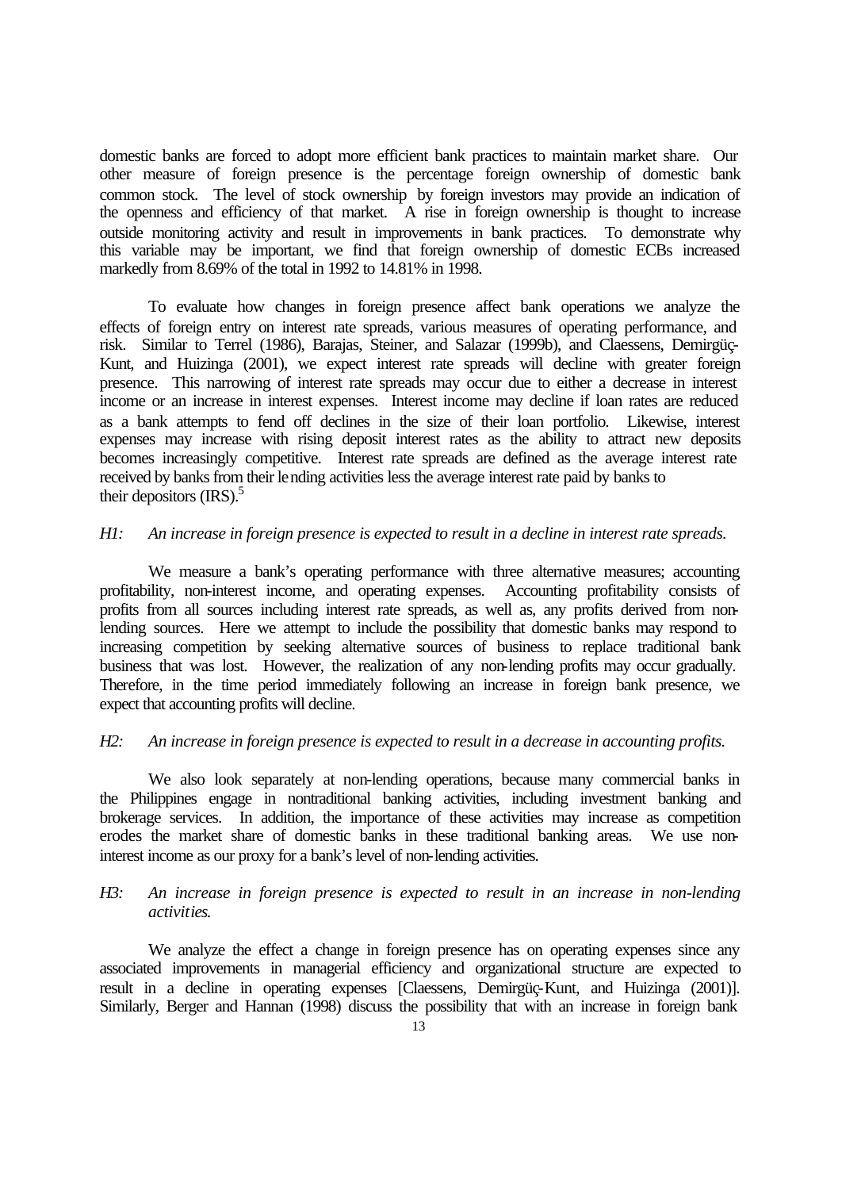domestic banks are forced to adopt more efficient bank practices to maintain market share. Our other measure of foreign presence is the percentage foreign ownership of domestic bank common stock. The level of stock ownership by foreign investors may provide an indication of the openness and efficiency of that market. A rise in foreign ownership is thought to increase outside monitoring activity and result in improvements in bank practices. To demonstrate why this variable may be important, we find that foreign ownership of domestic ECBs increased markedly from 8.69% of the total in 1992 to 14.81% in 1998.

To evaluate how changes in foreign presence affect bank operations we analyze the effects of foreign entry on interest rate spreads, various measures of operating performance, and risk. Similar to Terrel (1986), Barajas, Steiner, and Salazar (1999b), and Claessens, Demirgüç-Kunt, and Huizinga (2001), we expect interest rate spreads will decline with greater foreign presence. This narrowing of interest rate spreads may occur due to either a decrease in interest income or an increase in interest expenses. Interest income may decline if loan rates are reduced as a bank attempts to fend off declines in the size of their loan portfolio. Likewise, interest expenses may increase with rising deposit interest rates as the ability to attract new deposits becomes increasingly competitive. Interest rate spreads are defined as the average interest rate received by banks from their lending activities less the average interest rate paid by banks to their depositors (IRS).[5]

*H1: An increase in foreign presence is expected to result in a decline in interest rate spreads.*

We measure a bank's operating performance with three alternative measures; accounting profitability, non-interest income, and operating expenses. Accounting profitability consists of profits from all sources including interest rate spreads, as well as, any profits derived from non-lending sources. Here we attempt to include the possibility that domestic banks may respond to increasing competition by seeking alternative sources of business to replace traditional bank business that was lost. However, the realization of any non-lending profits may occur gradually. Therefore, in the time period immediately following an increase in foreign bank presence, we expect that accounting profits will decline.

*H2: An increase in foreign presence is expected to result in a decrease in accounting profits.*

We also look separately at non-lending operations, because many commercial banks in the Philippines engage in nontraditional banking activities, including investment banking and brokerage services. In addition, the importance of these activities may increase as competition erodes the market share of domestic banks in these traditional banking areas. We use non-interest income as our proxy for a bank's level of non-lending activities.

*H3: An increase in foreign presence is expected to result in an increase in non-lending activities.*

We analyze the effect a change in foreign presence has on operating expenses since any associated improvements in managerial efficiency and organizational structure are expected to result in a decline in operating expenses [Claessens, Demirgüç-Kunt, and Huizinga (2001)]. Similarly, Berger and Hannan (1998) discuss the possibility that with an increase in foreign bank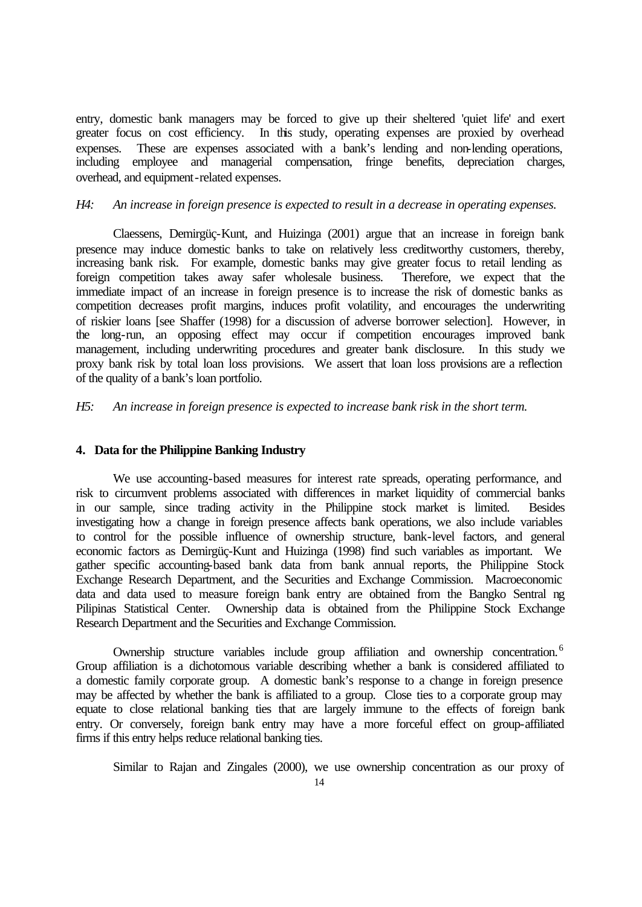entry, domestic bank managers may be forced to give up their sheltered 'quiet life' and exert greater focus on cost efficiency. In this study, operating expenses are proxied by overhead expenses. These are expenses associated with a bank's lending and non-lending operations, including employee and managerial compensation, fringe benefits, depreciation charges, overhead, and equipment-related expenses.

*H4: An increase in foreign presence is expected to result in a decrease in operating expenses.*

Claessens, Demirgüç-Kunt, and Huizinga (2001) argue that an increase in foreign bank presence may induce domestic banks to take on relatively less creditworthy customers, thereby, increasing bank risk. For example, domestic banks may give greater focus to retail lending as foreign competition takes away safer wholesale business. Therefore, we expect that the immediate impact of an increase in foreign presence is to increase the risk of domestic banks as competition decreases profit margins, induces profit volatility, and encourages the underwriting of riskier loans [see Shaffer (1998) for a discussion of adverse borrower selection]. However, in the long-run, an opposing effect may occur if competition encourages improved bank management, including underwriting procedures and greater bank disclosure. In this study we proxy bank risk by total loan loss provisions. We assert that loan loss provisions are a reflection of the quality of a bank's loan portfolio.

*H5: An increase in foreign presence is expected to increase bank risk in the short term.*

## 4. Data for the Philippine Banking Industry

We use accounting-based measures for interest rate spreads, operating performance, and risk to circumvent problems associated with differences in market liquidity of commercial banks in our sample, since trading activity in the Philippine stock market is limited. Besides investigating how a change in foreign presence affects bank operations, we also include variables to control for the possible influence of ownership structure, bank-level factors, and general economic factors as Demirgüç-Kunt and Huizinga (1998) find such variables as important. We gather specific accounting-based bank data from bank annual reports, the Philippine Stock Exchange Research Department, and the Securities and Exchange Commission. Macroeconomic data and data used to measure foreign bank entry are obtained from the Bangko Sentral ng Pilipinas Statistical Center. Ownership data is obtained from the Philippine Stock Exchange Research Department and the Securities and Exchange Commission.

Ownership structure variables include group affiliation and ownership concentration.[6] Group affiliation is a dichotomous variable describing whether a bank is considered affiliated to a domestic family corporate group. A domestic bank's response to a change in foreign presence may be affected by whether the bank is affiliated to a group. Close ties to a corporate group may equate to close relational banking ties that are largely immune to the effects of foreign bank entry. Or conversely, foreign bank entry may have a more forceful effect on group-affiliated firms if this entry helps reduce relational banking ties.

Similar to Rajan and Zingales (2000), we use ownership concentration as our proxy of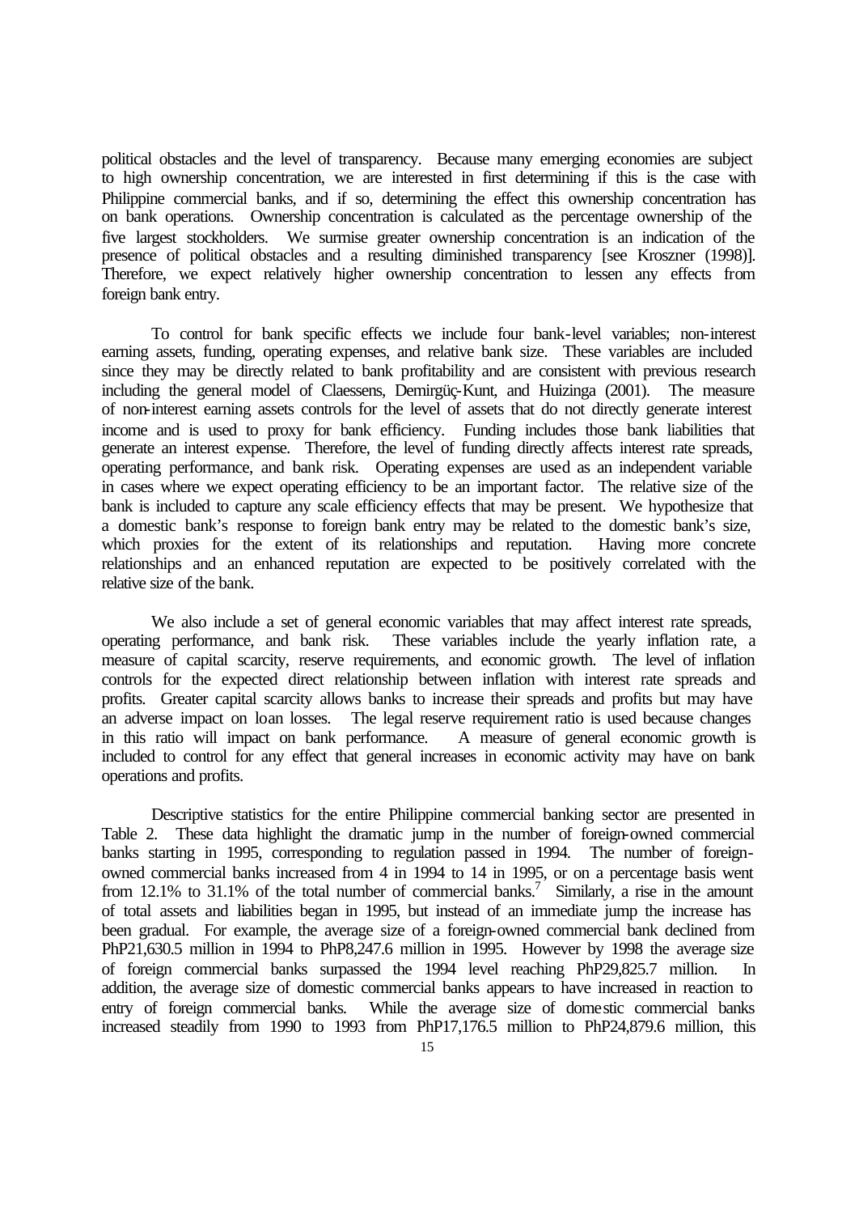political obstacles and the level of transparency. Because many emerging economies are subject to high ownership concentration, we are interested in first determining if this is the case with Philippine commercial banks, and if so, determining the effect this ownership concentration has on bank operations. Ownership concentration is calculated as the percentage ownership of the five largest stockholders. We surmise greater ownership concentration is an indication of the presence of political obstacles and a resulting diminished transparency [see Kroszner (1998)]. Therefore, we expect relatively higher ownership concentration to lessen any effects from foreign bank entry.

To control for bank specific effects we include four bank-level variables; non-interest earning assets, funding, operating expenses, and relative bank size. These variables are included since they may be directly related to bank profitability and are consistent with previous research including the general model of Claessens, Demirgüç-Kunt, and Huizinga (2001). The measure of non-interest earning assets controls for the level of assets that do not directly generate interest income and is used to proxy for bank efficiency. Funding includes those bank liabilities that generate an interest expense. Therefore, the level of funding directly affects interest rate spreads, operating performance, and bank risk. Operating expenses are used as an independent variable in cases where we expect operating efficiency to be an important factor. The relative size of the bank is included to capture any scale efficiency effects that may be present. We hypothesize that a domestic bank's response to foreign bank entry may be related to the domestic bank's size, which proxies for the extent of its relationships and reputation. Having more concrete relationships and an enhanced reputation are expected to be positively correlated with the relative size of the bank.

We also include a set of general economic variables that may affect interest rate spreads, operating performance, and bank risk. These variables include the yearly inflation rate, a measure of capital scarcity, reserve requirements, and economic growth. The level of inflation controls for the expected direct relationship between inflation with interest rate spreads and profits. Greater capital scarcity allows banks to increase their spreads and profits but may have an adverse impact on loan losses. The legal reserve requirement ratio is used because changes in this ratio will impact on bank performance. A measure of general economic growth is included to control for any effect that general increases in economic activity may have on bank operations and profits.

Descriptive statistics for the entire Philippine commercial banking sector are presented in Table 2. These data highlight the dramatic jump in the number of foreign-owned commercial banks starting in 1995, corresponding to regulation passed in 1994. The number of foreign-owned commercial banks increased from 4 in 1994 to 14 in 1995, or on a percentage basis went from 12.1% to 31.1% of the total number of commercial banks.[7] Similarly, a rise in the amount of total assets and liabilities began in 1995, but instead of an immediate jump the increase has been gradual. For example, the average size of a foreign-owned commercial bank declined from PhP21,630.5 million in 1994 to PhP8,247.6 million in 1995. However by 1998 the average size of foreign commercial banks surpassed the 1994 level reaching PhP29,825.7 million. In addition, the average size of domestic commercial banks appears to have increased in reaction to entry of foreign commercial banks. While the average size of domestic commercial banks increased steadily from 1990 to 1993 from PhP17,176.5 million to PhP24,879.6 million, this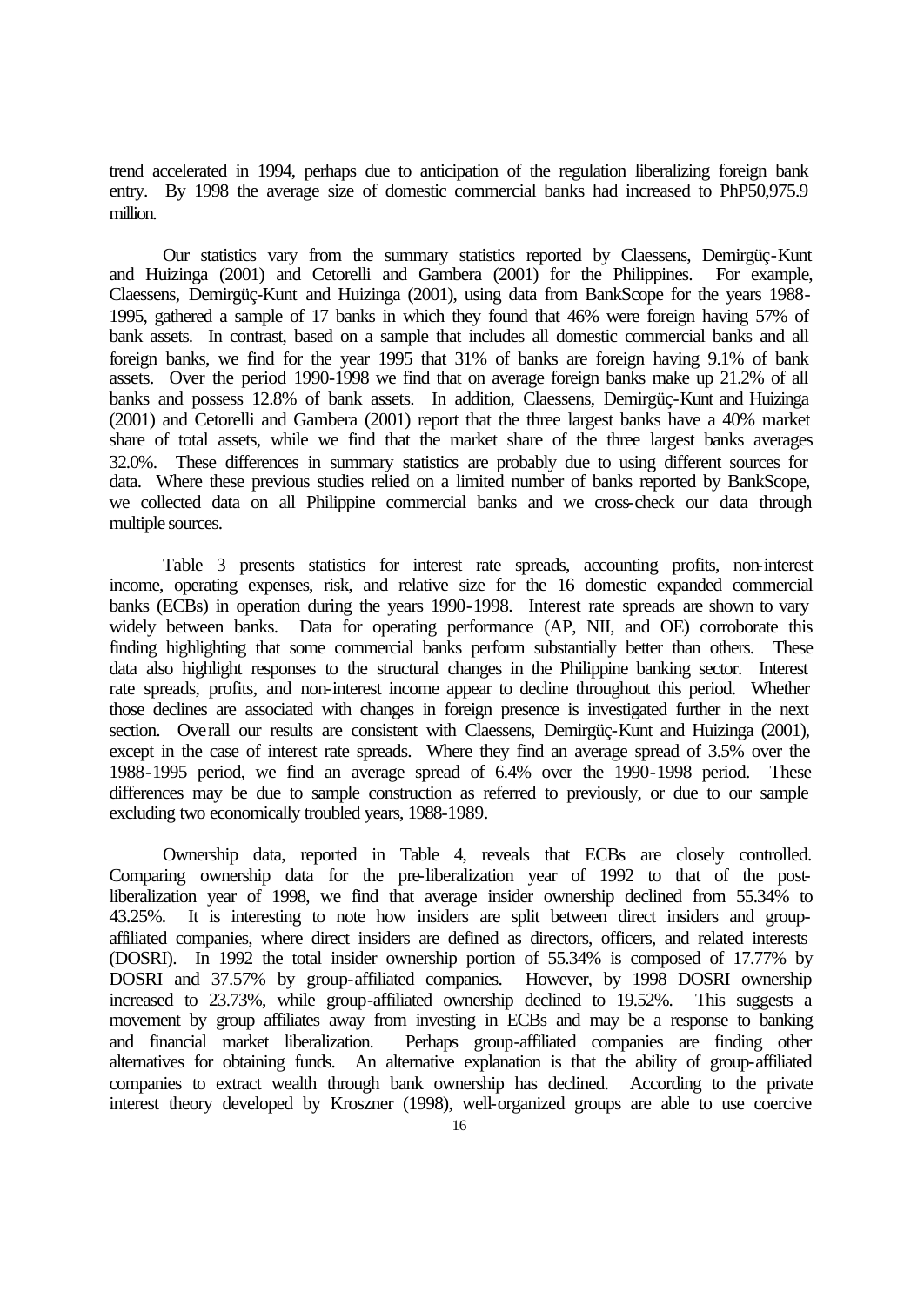trend accelerated in 1994, perhaps due to anticipation of the regulation liberalizing foreign bank entry. By 1998 the average size of domestic commercial banks had increased to PhP50,975.9 million.

Our statistics vary from the summary statistics reported by Claessens, Demirgüç-Kunt and Huizinga (2001) and Cetorelli and Gambera (2001) for the Philippines. For example, Claessens, Demirgüç-Kunt and Huizinga (2001), using data from BankScope for the years 1988-1995, gathered a sample of 17 banks in which they found that 46% were foreign having 57% of bank assets. In contrast, based on a sample that includes all domestic commercial banks and all foreign banks, we find for the year 1995 that 31% of banks are foreign having 9.1% of bank assets. Over the period 1990-1998 we find that on average foreign banks make up 21.2% of all banks and possess 12.8% of bank assets. In addition, Claessens, Demirgüç-Kunt and Huizinga (2001) and Cetorelli and Gambera (2001) report that the three largest banks have a 40% market share of total assets, while we find that the market share of the three largest banks averages 32.0%. These differences in summary statistics are probably due to using different sources for data. Where these previous studies relied on a limited number of banks reported by BankScope, we collected data on all Philippine commercial banks and we cross-check our data through multiple sources.

Table 3 presents statistics for interest rate spreads, accounting profits, non-interest income, operating expenses, risk, and relative size for the 16 domestic expanded commercial banks (ECBs) in operation during the years 1990-1998. Interest rate spreads are shown to vary widely between banks. Data for operating performance (AP, NII, and OE) corroborate this finding highlighting that some commercial banks perform substantially better than others. These data also highlight responses to the structural changes in the Philippine banking sector. Interest rate spreads, profits, and non-interest income appear to decline throughout this period. Whether those declines are associated with changes in foreign presence is investigated further in the next section. Overall our results are consistent with Claessens, Demirgüç-Kunt and Huizinga (2001), except in the case of interest rate spreads. Where they find an average spread of 3.5% over the 1988-1995 period, we find an average spread of 6.4% over the 1990-1998 period. These differences may be due to sample construction as referred to previously, or due to our sample excluding two economically troubled years, 1988-1989.

Ownership data, reported in Table 4, reveals that ECBs are closely controlled. Comparing ownership data for the pre-liberalization year of 1992 to that of the post-liberalization year of 1998, we find that average insider ownership declined from 55.34% to 43.25%. It is interesting to note how insiders are split between direct insiders and group-affiliated companies, where direct insiders are defined as directors, officers, and related interests (DOSRI). In 1992 the total insider ownership portion of 55.34% is composed of 17.77% by DOSRI and 37.57% by group-affiliated companies. However, by 1998 DOSRI ownership increased to 23.73%, while group-affiliated ownership declined to 19.52%. This suggests a movement by group affiliates away from investing in ECBs and may be a response to banking and financial market liberalization. Perhaps group-affiliated companies are finding other alternatives for obtaining funds. An alternative explanation is that the ability of group-affiliated companies to extract wealth through bank ownership has declined. According to the private interest theory developed by Kroszner (1998), well-organized groups are able to use coercive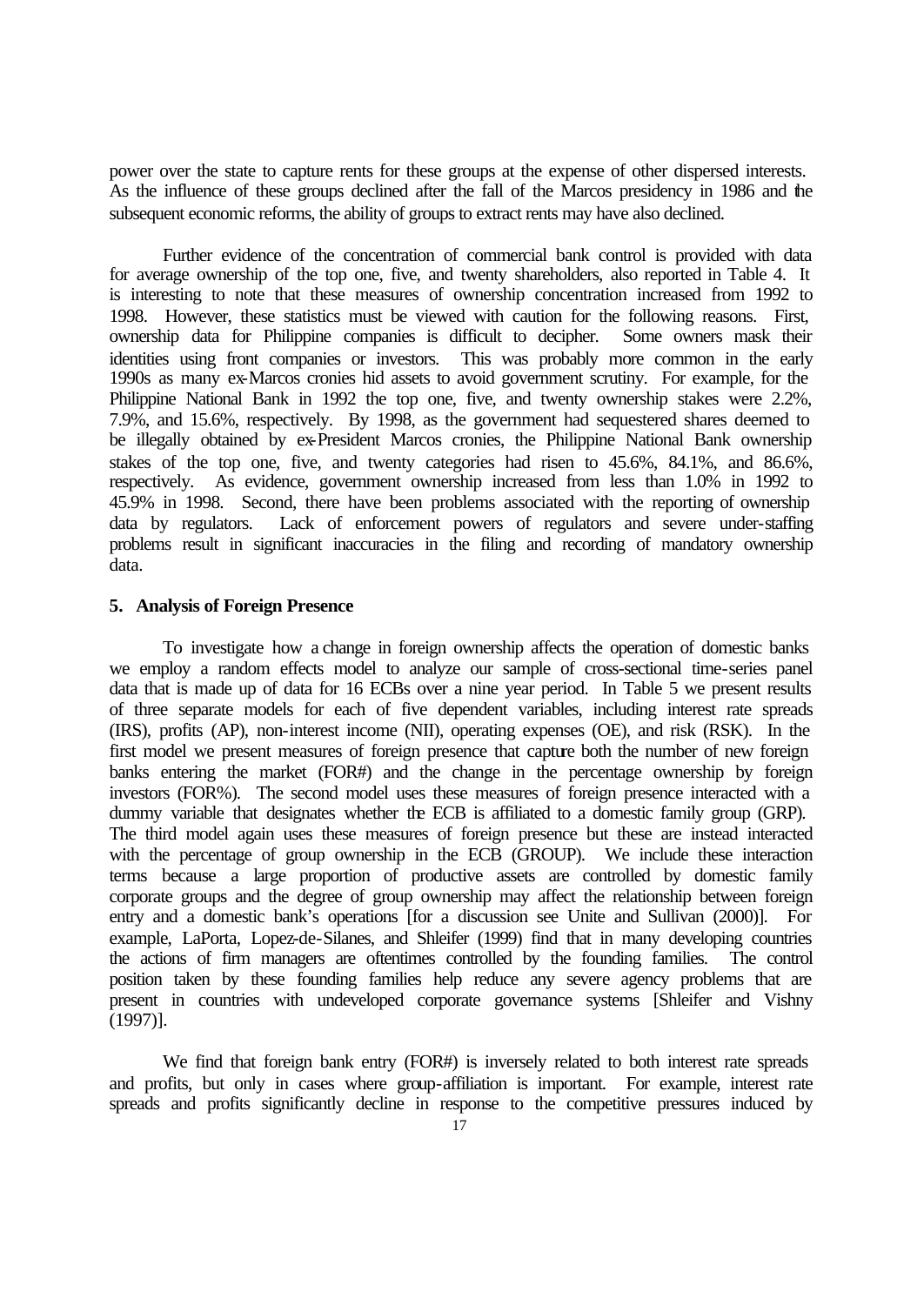power over the state to capture rents for these groups at the expense of other dispersed interests. As the influence of these groups declined after the fall of the Marcos presidency in 1986 and the subsequent economic reforms, the ability of groups to extract rents may have also declined.

Further evidence of the concentration of commercial bank control is provided with data for average ownership of the top one, five, and twenty shareholders, also reported in Table 4. It is interesting to note that these measures of ownership concentration increased from 1992 to 1998. However, these statistics must be viewed with caution for the following reasons. First, ownership data for Philippine companies is difficult to decipher. Some owners mask their identities using front companies or investors. This was probably more common in the early 1990s as many ex-Marcos cronies hid assets to avoid government scrutiny. For example, for the Philippine National Bank in 1992 the top one, five, and twenty ownership stakes were 2.2%, 7.9%, and 15.6%, respectively. By 1998, as the government had sequestered shares deemed to be illegally obtained by ex-President Marcos cronies, the Philippine National Bank ownership stakes of the top one, five, and twenty categories had risen to 45.6%, 84.1%, and 86.6%, respectively. As evidence, government ownership increased from less than 1.0% in 1992 to 45.9% in 1998. Second, there have been problems associated with the reporting of ownership data by regulators. Lack of enforcement powers of regulators and severe under-staffing problems result in significant inaccuracies in the filing and recording of mandatory ownership data.

## 5. Analysis of Foreign Presence

To investigate how a change in foreign ownership affects the operation of domestic banks we employ a random effects model to analyze our sample of cross-sectional time-series panel data that is made up of data for 16 ECBs over a nine year period. In Table 5 we present results of three separate models for each of five dependent variables, including interest rate spreads (IRS), profits (AP), non-interest income (NII), operating expenses (OE), and risk (RSK). In the first model we present measures of foreign presence that capture both the number of new foreign banks entering the market (FOR#) and the change in the percentage ownership by foreign investors (FOR%). The second model uses these measures of foreign presence interacted with a dummy variable that designates whether the ECB is affiliated to a domestic family group (GRP). The third model again uses these measures of foreign presence but these are instead interacted with the percentage of group ownership in the ECB (GROUP). We include these interaction terms because a large proportion of productive assets are controlled by domestic family corporate groups and the degree of group ownership may affect the relationship between foreign entry and a domestic bank's operations [for a discussion see Unite and Sullivan (2000)]. For example, LaPorta, Lopez-de-Silanes, and Shleifer (1999) find that in many developing countries the actions of firm managers are oftentimes controlled by the founding families. The control position taken by these founding families help reduce any severe agency problems that are present in countries with undeveloped corporate governance systems [Shleifer and Vishny (1997)].

We find that foreign bank entry (FOR#) is inversely related to both interest rate spreads and profits, but only in cases where group-affiliation is important. For example, interest rate spreads and profits significantly decline in response to the competitive pressures induced by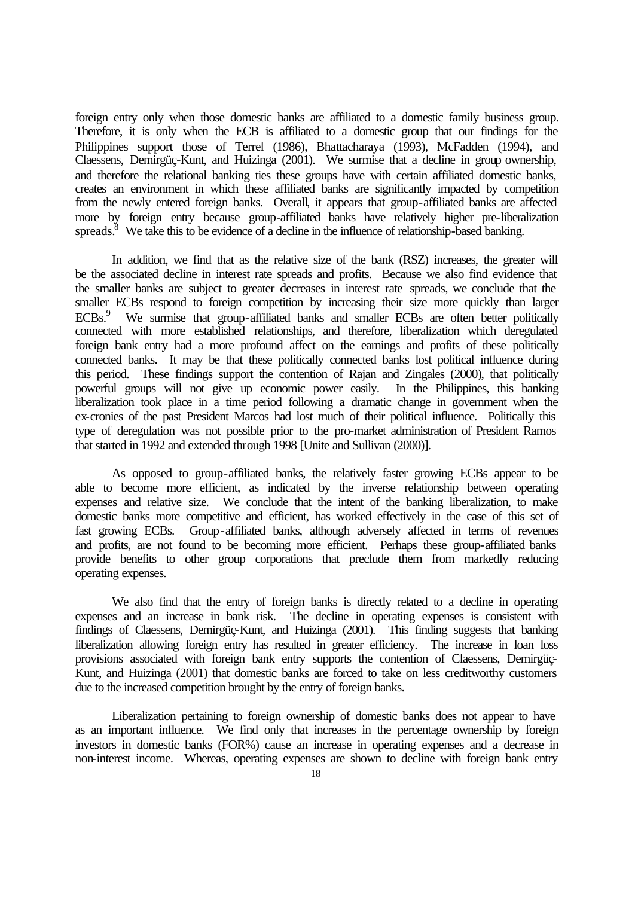foreign entry only when those domestic banks are affiliated to a domestic family business group. Therefore, it is only when the ECB is affiliated to a domestic group that our findings for the Philippines support those of Terrel (1986), Bhattacharaya (1993), McFadden (1994), and Claessens, Demirgüç-Kunt, and Huizinga (2001). We surmise that a decline in group ownership, and therefore the relational banking ties these groups have with certain affiliated domestic banks, creates an environment in which these affiliated banks are significantly impacted by competition from the newly entered foreign banks. Overall, it appears that group-affiliated banks are affected more by foreign entry because group-affiliated banks have relatively higher pre-liberalization spreads.[8] We take this to be evidence of a decline in the influence of relationship-based banking.

In addition, we find that as the relative size of the bank (RSZ) increases, the greater will be the associated decline in interest rate spreads and profits. Because we also find evidence that the smaller banks are subject to greater decreases in interest rate spreads, we conclude that the smaller ECBs respond to foreign competition by increasing their size more quickly than larger ECBs.[9] We surmise that group-affiliated banks and smaller ECBs are often better politically connected with more established relationships, and therefore, liberalization which deregulated foreign bank entry had a more profound affect on the earnings and profits of these politically connected banks. It may be that these politically connected banks lost political influence during this period. These findings support the contention of Rajan and Zingales (2000), that politically powerful groups will not give up economic power easily. In the Philippines, this banking liberalization took place in a time period following a dramatic change in government when the ex-cronies of the past President Marcos had lost much of their political influence. Politically this type of deregulation was not possible prior to the pro-market administration of President Ramos that started in 1992 and extended through 1998 [Unite and Sullivan (2000)].

As opposed to group-affiliated banks, the relatively faster growing ECBs appear to be able to become more efficient, as indicated by the inverse relationship between operating expenses and relative size. We conclude that the intent of the banking liberalization, to make domestic banks more competitive and efficient, has worked effectively in the case of this set of fast growing ECBs. Group-affiliated banks, although adversely affected in terms of revenues and profits, are not found to be becoming more efficient. Perhaps these group-affiliated banks provide benefits to other group corporations that preclude them from markedly reducing operating expenses.

We also find that the entry of foreign banks is directly related to a decline in operating expenses and an increase in bank risk. The decline in operating expenses is consistent with findings of Claessens, Demirgüç-Kunt, and Huizinga (2001). This finding suggests that banking liberalization allowing foreign entry has resulted in greater efficiency. The increase in loan loss provisions associated with foreign bank entry supports the contention of Claessens, Demirgüç-Kunt, and Huizinga (2001) that domestic banks are forced to take on less creditworthy customers due to the increased competition brought by the entry of foreign banks.

Liberalization pertaining to foreign ownership of domestic banks does not appear to have as an important influence. We find only that increases in the percentage ownership by foreign investors in domestic banks (FOR%) cause an increase in operating expenses and a decrease in non-interest income. Whereas, operating expenses are shown to decline with foreign bank entry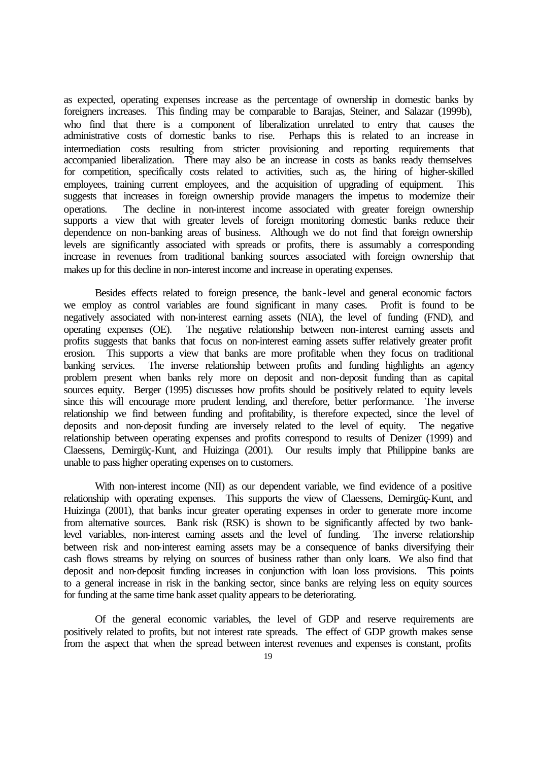as expected, operating expenses increase as the percentage of ownership in domestic banks by foreigners increases. This finding may be comparable to Barajas, Steiner, and Salazar (1999b), who find that there is a component of liberalization unrelated to entry that causes the administrative costs of domestic banks to rise. Perhaps this is related to an increase in intermediation costs resulting from stricter provisioning and reporting requirements that accompanied liberalization. There may also be an increase in costs as banks ready themselves for competition, specifically costs related to activities, such as, the hiring of higher-skilled employees, training current employees, and the acquisition of upgrading of equipment. This suggests that increases in foreign ownership provide managers the impetus to modernize their operations. The decline in non-interest income associated with greater foreign ownership supports a view that with greater levels of foreign monitoring domestic banks reduce their dependence on non-banking areas of business. Although we do not find that foreign ownership levels are significantly associated with spreads or profits, there is assumably a corresponding increase in revenues from traditional banking sources associated with foreign ownership that makes up for this decline in non-interest income and increase in operating expenses.

Besides effects related to foreign presence, the bank-level and general economic factors we employ as control variables are found significant in many cases. Profit is found to be negatively associated with non-interest earning assets (NIA), the level of funding (FND), and operating expenses (OE). The negative relationship between non-interest earning assets and profits suggests that banks that focus on non-interest earning assets suffer relatively greater profit erosion. This supports a view that banks are more profitable when they focus on traditional banking services. The inverse relationship between profits and funding highlights an agency problem present when banks rely more on deposit and non-deposit funding than as capital sources equity. Berger (1995) discusses how profits should be positively related to equity levels since this will encourage more prudent lending, and therefore, better performance. The inverse relationship we find between funding and profitability, is therefore expected, since the level of deposits and non-deposit funding are inversely related to the level of equity. The negative relationship between operating expenses and profits correspond to results of Denizer (1999) and Claessens, Demirgüç-Kunt, and Huizinga (2001). Our results imply that Philippine banks are unable to pass higher operating expenses on to customers.

With non-interest income (NII) as our dependent variable, we find evidence of a positive relationship with operating expenses. This supports the view of Claessens, Demirgüç-Kunt, and Huizinga (2001), that banks incur greater operating expenses in order to generate more income from alternative sources. Bank risk (RSK) is shown to be significantly affected by two bank-level variables, non-interest earning assets and the level of funding. The inverse relationship between risk and non-interest earning assets may be a consequence of banks diversifying their cash flows streams by relying on sources of business rather than only loans. We also find that deposit and non-deposit funding increases in conjunction with loan loss provisions. This points to a general increase in risk in the banking sector, since banks are relying less on equity sources for funding at the same time bank asset quality appears to be deteriorating.

Of the general economic variables, the level of GDP and reserve requirements are positively related to profits, but not interest rate spreads. The effect of GDP growth makes sense from the aspect that when the spread between interest revenues and expenses is constant, profits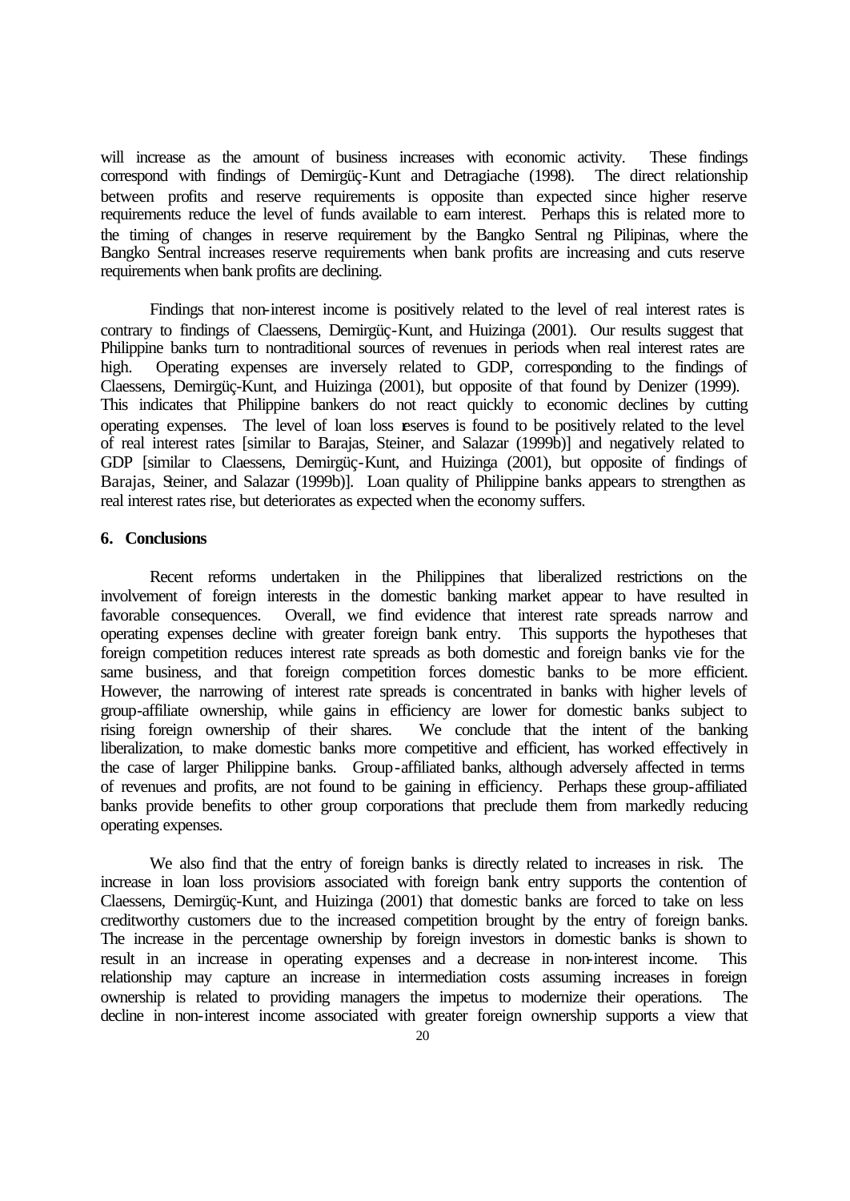will increase as the amount of business increases with economic activity. These findings correspond with findings of Demirgüç-Kunt and Detragiache (1998). The direct relationship between profits and reserve requirements is opposite than expected since higher reserve requirements reduce the level of funds available to earn interest. Perhaps this is related more to the timing of changes in reserve requirement by the Bangko Sentral ng Pilipinas, where the Bangko Sentral increases reserve requirements when bank profits are increasing and cuts reserve requirements when bank profits are declining.

Findings that non-interest income is positively related to the level of real interest rates is contrary to findings of Claessens, Demirgüç-Kunt, and Huizinga (2001). Our results suggest that Philippine banks turn to nontraditional sources of revenues in periods when real interest rates are high. Operating expenses are inversely related to GDP, corresponding to the findings of Claessens, Demirgüç-Kunt, and Huizinga (2001), but opposite of that found by Denizer (1999). This indicates that Philippine bankers do not react quickly to economic declines by cutting operating expenses. The level of loan loss reserves is found to be positively related to the level of real interest rates [similar to Barajas, Steiner, and Salazar (1999b)] and negatively related to GDP [similar to Claessens, Demirgüç-Kunt, and Huizinga (2001), but opposite of findings of Barajas, Steiner, and Salazar (1999b)]. Loan quality of Philippine banks appears to strengthen as real interest rates rise, but deteriorates as expected when the economy suffers.

## 6. Conclusions

Recent reforms undertaken in the Philippines that liberalized restrictions on the involvement of foreign interests in the domestic banking market appear to have resulted in favorable consequences. Overall, we find evidence that interest rate spreads narrow and operating expenses decline with greater foreign bank entry. This supports the hypotheses that foreign competition reduces interest rate spreads as both domestic and foreign banks vie for the same business, and that foreign competition forces domestic banks to be more efficient. However, the narrowing of interest rate spreads is concentrated in banks with higher levels of group-affiliate ownership, while gains in efficiency are lower for domestic banks subject to rising foreign ownership of their shares. We conclude that the intent of the banking liberalization, to make domestic banks more competitive and efficient, has worked effectively in the case of larger Philippine banks. Group-affiliated banks, although adversely affected in terms of revenues and profits, are not found to be gaining in efficiency. Perhaps these group-affiliated banks provide benefits to other group corporations that preclude them from markedly reducing operating expenses.

We also find that the entry of foreign banks is directly related to increases in risk. The increase in loan loss provisions associated with foreign bank entry supports the contention of Claessens, Demirgüç-Kunt, and Huizinga (2001) that domestic banks are forced to take on less creditworthy customers due to the increased competition brought by the entry of foreign banks. The increase in the percentage ownership by foreign investors in domestic banks is shown to result in an increase in operating expenses and a decrease in non-interest income. This relationship may capture an increase in intermediation costs assuming increases in foreign ownership is related to providing managers the impetus to modernize their operations. The decline in non-interest income associated with greater foreign ownership supports a view that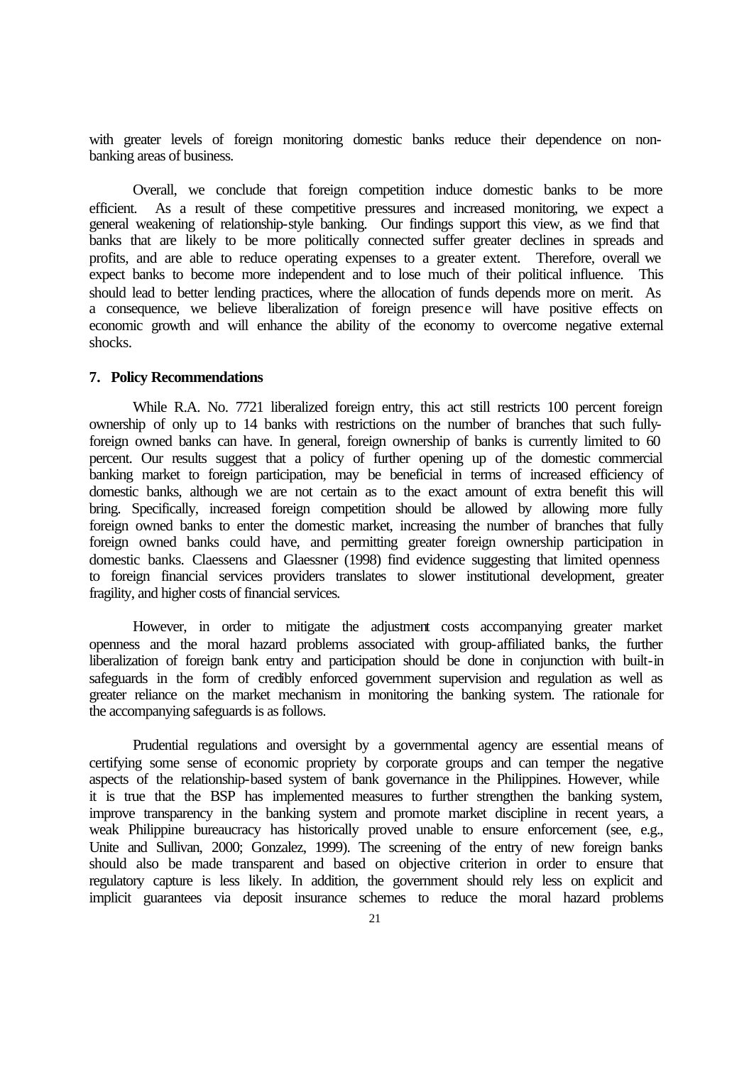with greater levels of foreign monitoring domestic banks reduce their dependence on non-banking areas of business.

Overall, we conclude that foreign competition induce domestic banks to be more efficient. As a result of these competitive pressures and increased monitoring, we expect a general weakening of relationship-style banking. Our findings support this view, as we find that banks that are likely to be more politically connected suffer greater declines in spreads and profits, and are able to reduce operating expenses to a greater extent. Therefore, overall we expect banks to become more independent and to lose much of their political influence. This should lead to better lending practices, where the allocation of funds depends more on merit. As a consequence, we believe liberalization of foreign presence will have positive effects on economic growth and will enhance the ability of the economy to overcome negative external shocks.

## 7. Policy Recommendations

While R.A. No. 7721 liberalized foreign entry, this act still restricts 100 percent foreign ownership of only up to 14 banks with restrictions on the number of branches that such fully-foreign owned banks can have. In general, foreign ownership of banks is currently limited to 60 percent. Our results suggest that a policy of further opening up of the domestic commercial banking market to foreign participation, may be beneficial in terms of increased efficiency of domestic banks, although we are not certain as to the exact amount of extra benefit this will bring. Specifically, increased foreign competition should be allowed by allowing more fully foreign owned banks to enter the domestic market, increasing the number of branches that fully foreign owned banks could have, and permitting greater foreign ownership participation in domestic banks. Claessens and Glaessner (1998) find evidence suggesting that limited openness to foreign financial services providers translates to slower institutional development, greater fragility, and higher costs of financial services.

However, in order to mitigate the adjustment costs accompanying greater market openness and the moral hazard problems associated with group-affiliated banks, the further liberalization of foreign bank entry and participation should be done in conjunction with built-in safeguards in the form of credibly enforced government supervision and regulation as well as greater reliance on the market mechanism in monitoring the banking system. The rationale for the accompanying safeguards is as follows.

Prudential regulations and oversight by a governmental agency are essential means of certifying some sense of economic propriety by corporate groups and can temper the negative aspects of the relationship-based system of bank governance in the Philippines. However, while it is true that the BSP has implemented measures to further strengthen the banking system, improve transparency in the banking system and promote market discipline in recent years, a weak Philippine bureaucracy has historically proved unable to ensure enforcement (see, e.g., Unite and Sullivan, 2000; Gonzalez, 1999). The screening of the entry of new foreign banks should also be made transparent and based on objective criterion in order to ensure that regulatory capture is less likely. In addition, the government should rely less on explicit and implicit guarantees via deposit insurance schemes to reduce the moral hazard problems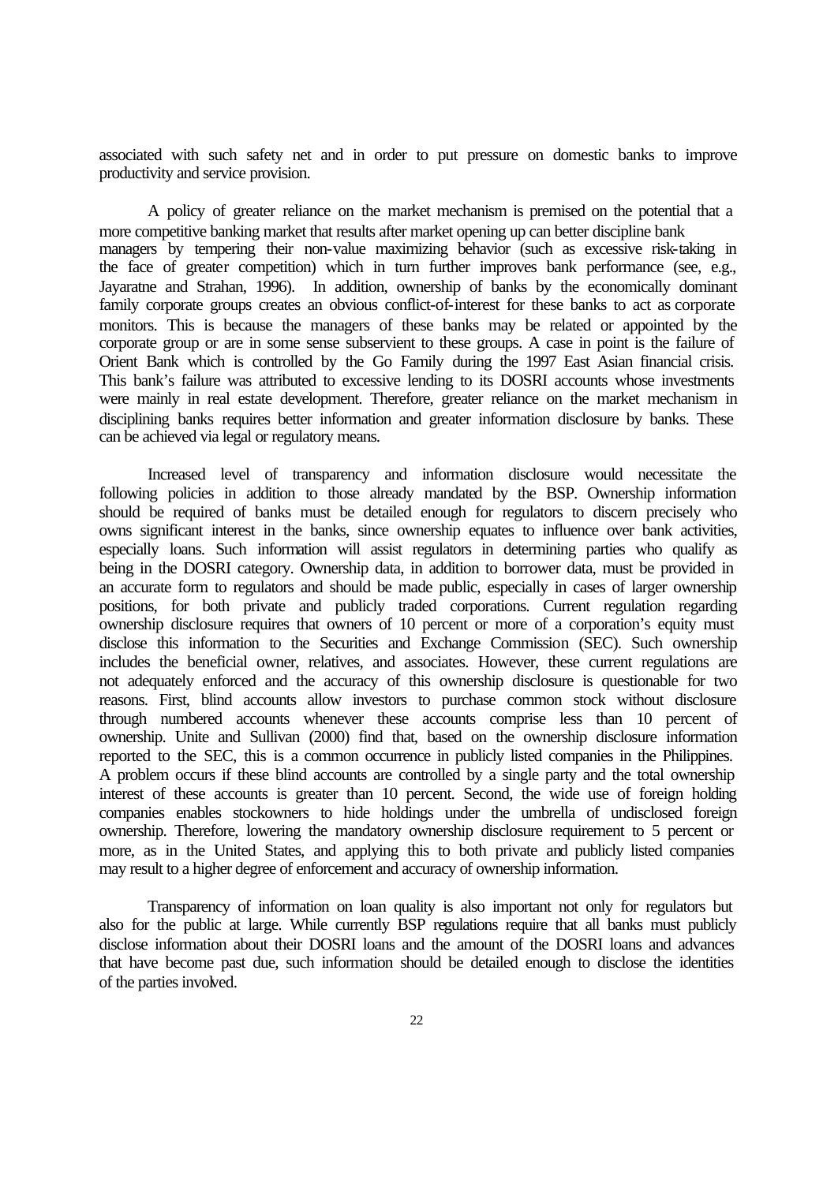associated with such safety net and in order to put pressure on domestic banks to improve productivity and service provision.

A policy of greater reliance on the market mechanism is premised on the potential that a more competitive banking market that results after market opening up can better discipline bank managers by tempering their non-value maximizing behavior (such as excessive risk-taking in the face of greater competition) which in turn further improves bank performance (see, e.g., Jayaratne and Strahan, 1996). In addition, ownership of banks by the economically dominant family corporate groups creates an obvious conflict-of-interest for these banks to act as corporate monitors. This is because the managers of these banks may be related or appointed by the corporate group or are in some sense subservient to these groups. A case in point is the failure of Orient Bank which is controlled by the Go Family during the 1997 East Asian financial crisis. This bank's failure was attributed to excessive lending to its DOSRI accounts whose investments were mainly in real estate development. Therefore, greater reliance on the market mechanism in disciplining banks requires better information and greater information disclosure by banks. These can be achieved via legal or regulatory means.

Increased level of transparency and information disclosure would necessitate the following policies in addition to those already mandated by the BSP. Ownership information should be required of banks must be detailed enough for regulators to discern precisely who owns significant interest in the banks, since ownership equates to influence over bank activities, especially loans. Such information will assist regulators in determining parties who qualify as being in the DOSRI category. Ownership data, in addition to borrower data, must be provided in an accurate form to regulators and should be made public, especially in cases of larger ownership positions, for both private and publicly traded corporations. Current regulation regarding ownership disclosure requires that owners of 10 percent or more of a corporation's equity must disclose this information to the Securities and Exchange Commission (SEC). Such ownership includes the beneficial owner, relatives, and associates. However, these current regulations are not adequately enforced and the accuracy of this ownership disclosure is questionable for two reasons. First, blind accounts allow investors to purchase common stock without disclosure through numbered accounts whenever these accounts comprise less than 10 percent of ownership. Unite and Sullivan (2000) find that, based on the ownership disclosure information reported to the SEC, this is a common occurrence in publicly listed companies in the Philippines. A problem occurs if these blind accounts are controlled by a single party and the total ownership interest of these accounts is greater than 10 percent. Second, the wide use of foreign holding companies enables stockowners to hide holdings under the umbrella of undisclosed foreign ownership. Therefore, lowering the mandatory ownership disclosure requirement to 5 percent or more, as in the United States, and applying this to both private and publicly listed companies may result to a higher degree of enforcement and accuracy of ownership information.

Transparency of information on loan quality is also important not only for regulators but also for the public at large. While currently BSP regulations require that all banks must publicly disclose information about their DOSRI loans and the amount of the DOSRI loans and advances that have become past due, such information should be detailed enough to disclose the identities of the parties involved.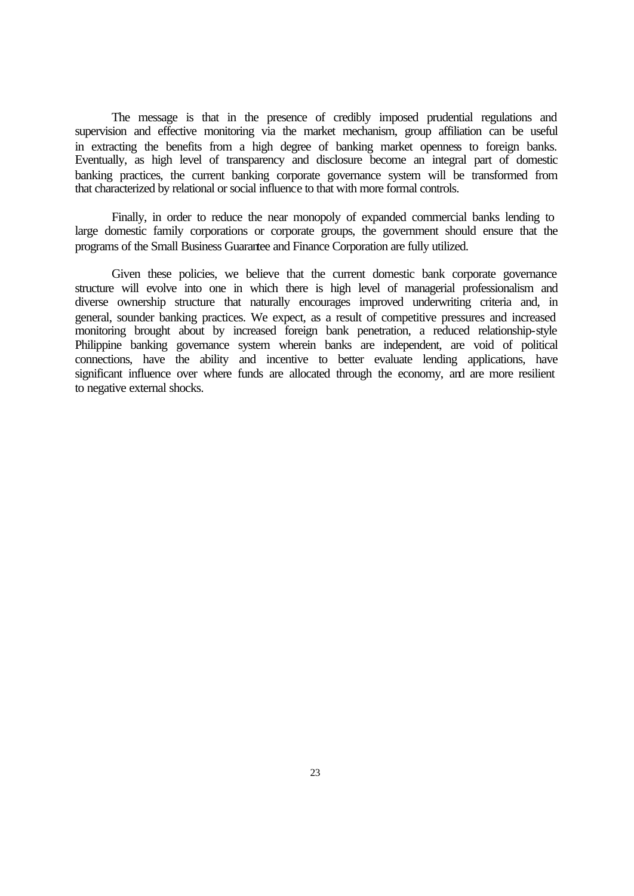The message is that in the presence of credibly imposed prudential regulations and supervision and effective monitoring via the market mechanism, group affiliation can be useful in extracting the benefits from a high degree of banking market openness to foreign banks. Eventually, as high level of transparency and disclosure become an integral part of domestic banking practices, the current banking corporate governance system will be transformed from that characterized by relational or social influence to that with more formal controls.

Finally, in order to reduce the near monopoly of expanded commercial banks lending to large domestic family corporations or corporate groups, the government should ensure that the programs of the Small Business Guarantee and Finance Corporation are fully utilized.

Given these policies, we believe that the current domestic bank corporate governance structure will evolve into one in which there is high level of managerial professionalism and diverse ownership structure that naturally encourages improved underwriting criteria and, in general, sounder banking practices. We expect, as a result of competitive pressures and increased monitoring brought about by increased foreign bank penetration, a reduced relationship-style Philippine banking governance system wherein banks are independent, are void of political connections, have the ability and incentive to better evaluate lending applications, have significant influence over where funds are allocated through the economy, and are more resilient to negative external shocks.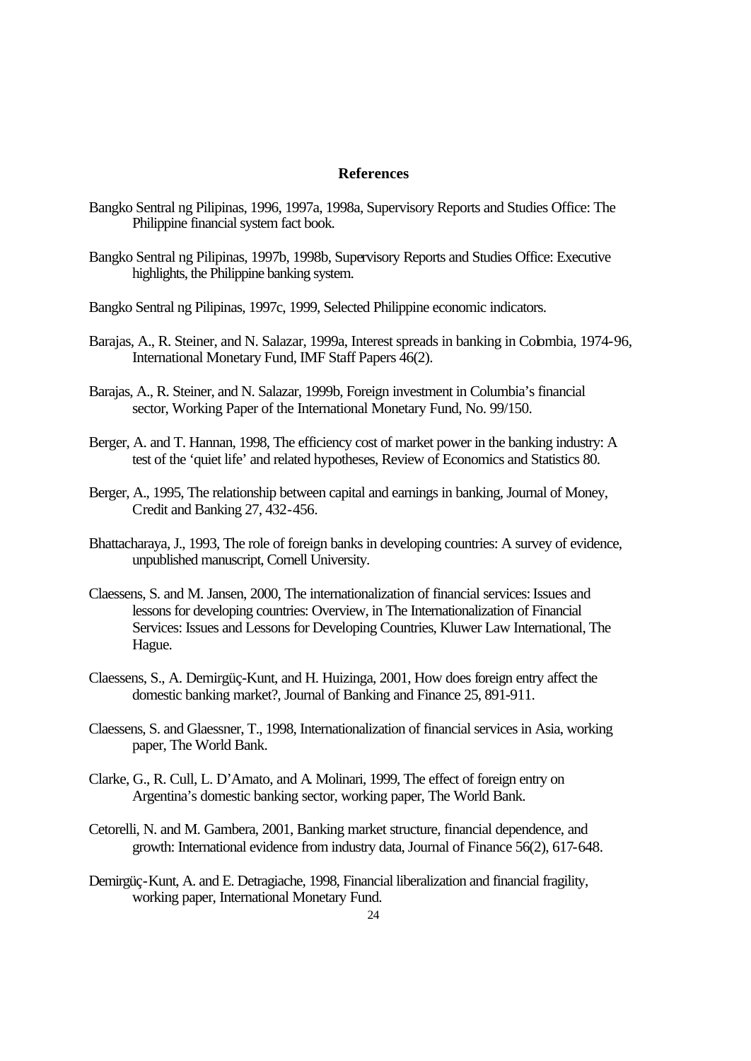## References

Bangko Sentral ng Pilipinas, 1996, 1997a, 1998a, Supervisory Reports and Studies Office: The Philippine financial system fact book.

Bangko Sentral ng Pilipinas, 1997b, 1998b, Supervisory Reports and Studies Office: Executive highlights, the Philippine banking system.

Bangko Sentral ng Pilipinas, 1997c, 1999, Selected Philippine economic indicators.

Barajas, A., R. Steiner, and N. Salazar, 1999a, Interest spreads in banking in Colombia, 1974-96, International Monetary Fund, IMF Staff Papers 46(2).

Barajas, A., R. Steiner, and N. Salazar, 1999b, Foreign investment in Columbia's financial sector, Working Paper of the International Monetary Fund, No. 99/150.

Berger, A. and T. Hannan, 1998, The efficiency cost of market power in the banking industry: A test of the 'quiet life' and related hypotheses, Review of Economics and Statistics 80.

Berger, A., 1995, The relationship between capital and earnings in banking, Journal of Money, Credit and Banking 27, 432-456.

Bhattacharaya, J., 1993, The role of foreign banks in developing countries: A survey of evidence, unpublished manuscript, Cornell University.

Claessens, S. and M. Jansen, 2000, The internationalization of financial services: Issues and lessons for developing countries: Overview, in The Internationalization of Financial Services: Issues and Lessons for Developing Countries, Kluwer Law International, The Hague.

Claessens, S., A. Demirgüç-Kunt, and H. Huizinga, 2001, How does foreign entry affect the domestic banking market?, Journal of Banking and Finance 25, 891-911.

Claessens, S. and Glaessner, T., 1998, Internationalization of financial services in Asia, working paper, The World Bank.

Clarke, G., R. Cull, L. D'Amato, and A. Molinari, 1999, The effect of foreign entry on Argentina's domestic banking sector, working paper, The World Bank.

Cetorelli, N. and M. Gambera, 2001, Banking market structure, financial dependence, and growth: International evidence from industry data, Journal of Finance 56(2), 617-648.

Demirgüç-Kunt, A. and E. Detragiache, 1998, Financial liberalization and financial fragility, working paper, International Monetary Fund.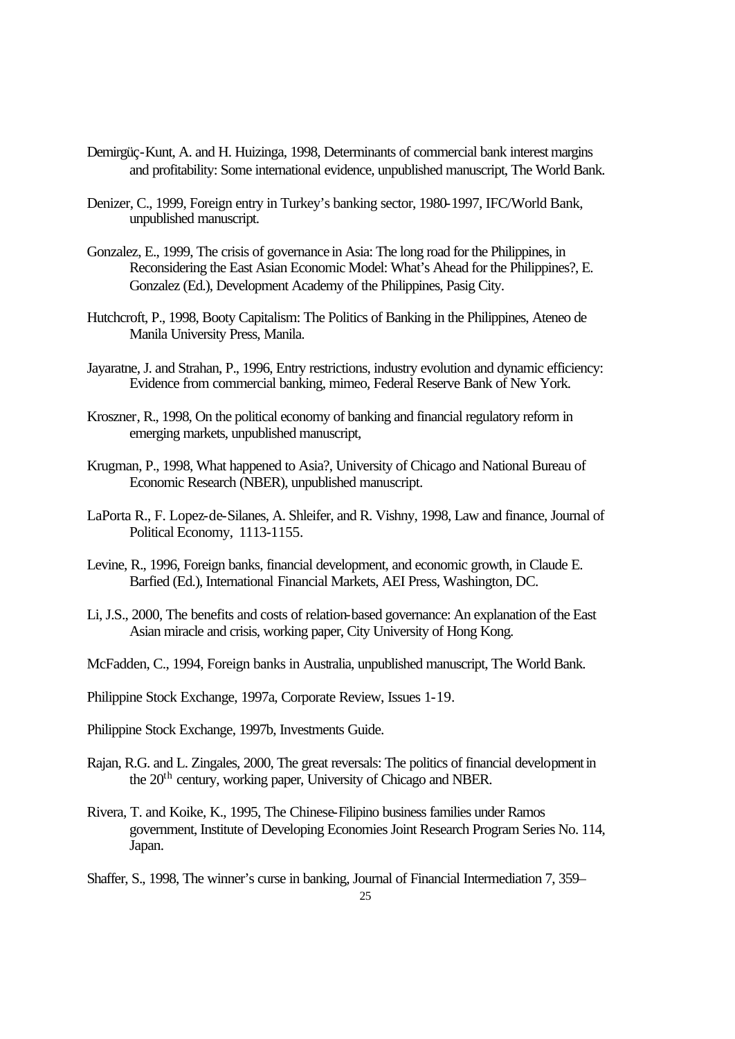Demirgüç-Kunt, A. and H. Huizinga, 1998, Determinants of commercial bank interest margins and profitability: Some international evidence, unpublished manuscript, The World Bank.

Denizer, C., 1999, Foreign entry in Turkey's banking sector, 1980-1997, IFC/World Bank, unpublished manuscript.

Gonzalez, E., 1999, The crisis of governance in Asia: The long road for the Philippines, in Reconsidering the East Asian Economic Model: What's Ahead for the Philippines?, E. Gonzalez (Ed.), Development Academy of the Philippines, Pasig City.

Hutchcroft, P., 1998, Booty Capitalism: The Politics of Banking in the Philippines, Ateneo de Manila University Press, Manila.

Jayaratne, J. and Strahan, P., 1996, Entry restrictions, industry evolution and dynamic efficiency: Evidence from commercial banking, mimeo, Federal Reserve Bank of New York.

Kroszner, R., 1998, On the political economy of banking and financial regulatory reform in emerging markets, unpublished manuscript,

Krugman, P., 1998, What happened to Asia?, University of Chicago and National Bureau of Economic Research (NBER), unpublished manuscript.

LaPorta R., F. Lopez-de-Silanes, A. Shleifer, and R. Vishny, 1998, Law and finance, Journal of Political Economy, 1113-1155.

Levine, R., 1996, Foreign banks, financial development, and economic growth, in Claude E. Barfied (Ed.), International Financial Markets, AEI Press, Washington, DC.

Li, J.S., 2000, The benefits and costs of relation-based governance: An explanation of the East Asian miracle and crisis, working paper, City University of Hong Kong.

McFadden, C., 1994, Foreign banks in Australia, unpublished manuscript, The World Bank.

Philippine Stock Exchange, 1997a, Corporate Review, Issues 1-19.

Philippine Stock Exchange, 1997b, Investments Guide.

Rajan, R.G. and L. Zingales, 2000, The great reversals: The politics of financial development in the 20th century, working paper, University of Chicago and NBER.

Rivera, T. and Koike, K., 1995, The Chinese-Filipino business families under Ramos government, Institute of Developing Economies Joint Research Program Series No. 114, Japan.

Shaffer, S., 1998, The winner's curse in banking, Journal of Financial Intermediation 7, 359–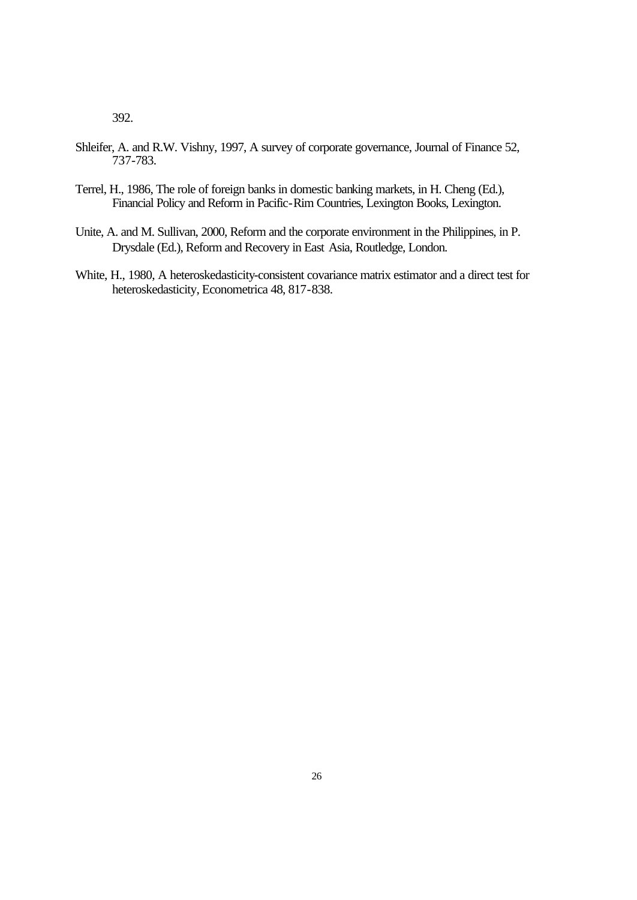392.

Shleifer, A. and R.W. Vishny, 1997, A survey of corporate governance, Journal of Finance 52, 737-783.

Terrel, H., 1986, The role of foreign banks in domestic banking markets, in H. Cheng (Ed.), Financial Policy and Reform in Pacific-Rim Countries, Lexington Books, Lexington.

Unite, A. and M. Sullivan, 2000, Reform and the corporate environment in the Philippines, in P. Drysdale (Ed.), Reform and Recovery in East Asia, Routledge, London.

White, H., 1980, A heteroskedasticity-consistent covariance matrix estimator and a direct test for heteroskedasticity, Econometrica 48, 817-838.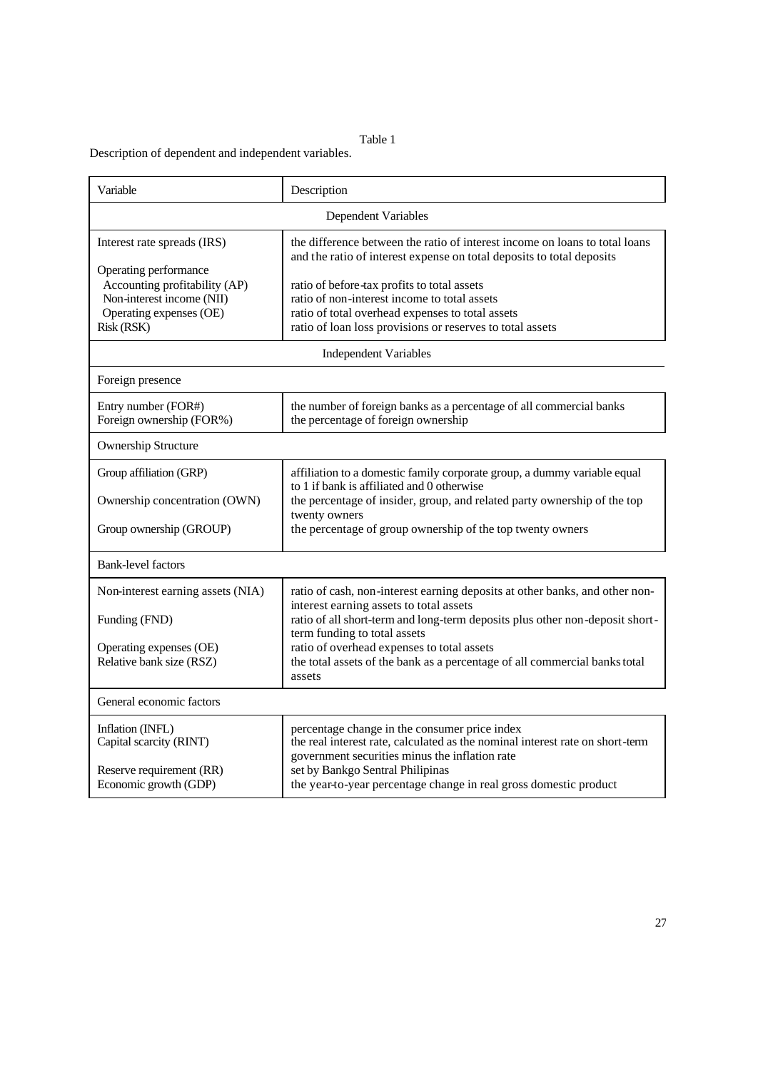Table 1

Description of dependent and independent variables.

| Variable | Description |
|---|---|
| **Dependent Variables** | |
| Interest rate spreads (IRS) | the difference between the ratio of interest income on loans to total loans and the ratio of interest expense on total deposits to total deposits |
| Operating performance | |
| Accounting profitability (AP) | ratio of before-tax profits to total assets |
| Non-interest income (NII) | ratio of non-interest income to total assets |
| Operating expenses (OE) | ratio of total overhead expenses to total assets |
| Risk (RSK) | ratio of loan loss provisions or reserves to total assets |
| **Independent Variables** | |
| *Foreign presence* | |
| Entry number (FOR#) | the number of foreign banks as a percentage of all commercial banks |
| Foreign ownership (FOR%) | the percentage of foreign ownership |
| *Ownership Structure* | |
| Group affiliation (GRP) | affiliation to a domestic family corporate group, a dummy variable equal to 1 if bank is affiliated and 0 otherwise |
| Ownership concentration (OWN) | the percentage of insider, group, and related party ownership of the top twenty owners |
| Group ownership (GROUP) | the percentage of group ownership of the top twenty owners |
| *Bank-level factors* | |
| Non-interest earning assets (NIA) | ratio of cash, non-interest earning deposits at other banks, and other non-interest earning assets to total assets |
| Funding (FND) | ratio of all short-term and long-term deposits plus other non-deposit short-term funding to total assets |
| Operating expenses (OE) | ratio of overhead expenses to total assets |
| Relative bank size (RSZ) | the total assets of the bank as a percentage of all commercial banks total assets |
| *General economic factors* | |
| Inflation (INFL) | percentage change in the consumer price index |
| Capital scarcity (RINT) | the real interest rate, calculated as the nominal interest rate on short-term government securities minus the inflation rate |
| Reserve requirement (RR) | set by Bankgo Sentral Philipinas |
| Economic growth (GDP) | the year-to-year percentage change in real gross domestic product |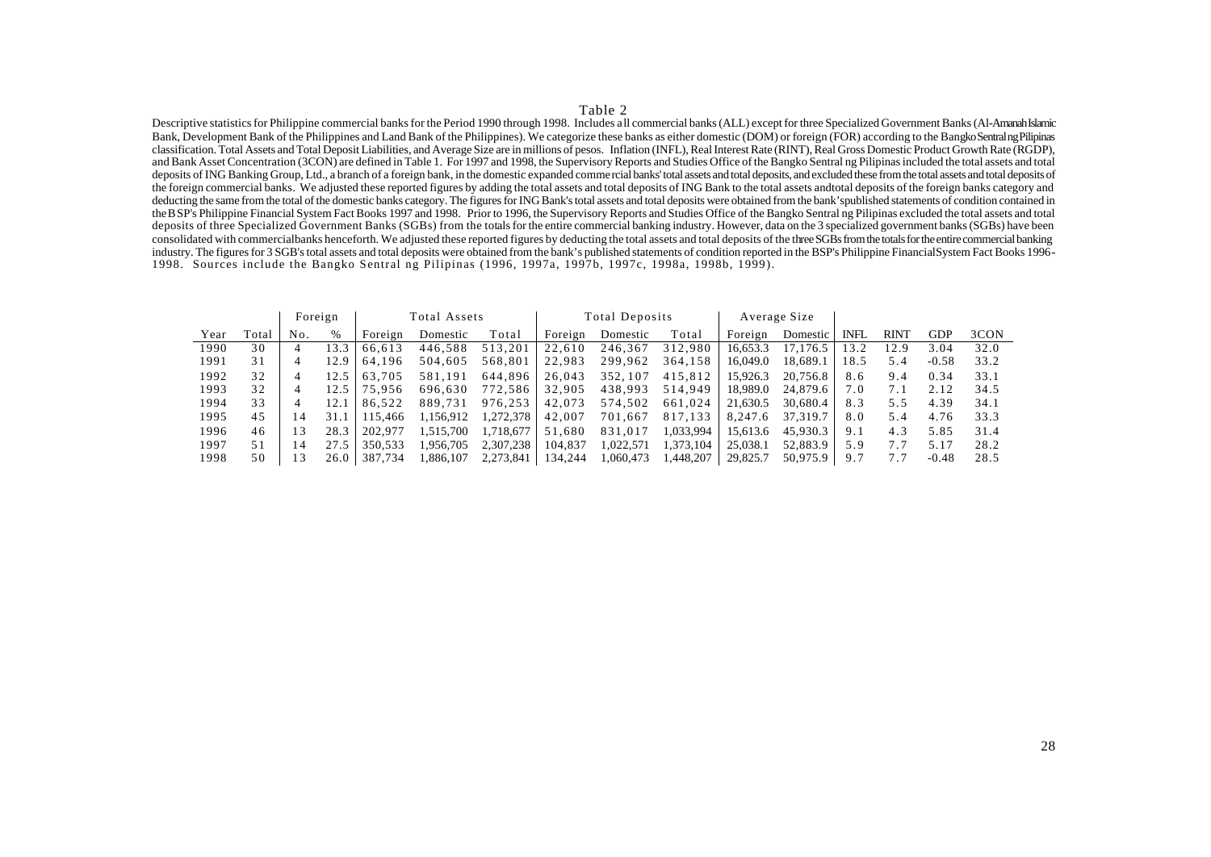Table 2

Descriptive statistics for Philippine commercial banks for the Period 1990 through 1998. Includes all commercial banks (ALL) except for three Specialized Government Banks (Al-Amanah Islamic Bank, Development Bank of the Philippines and Land Bank of the Philippines). We categorize these banks as either domestic (DOM) or foreign (FOR) according to the Bangko Sentral ng Pilipinas classification. Total Assets and Total Deposit Liabilities, and Average Size are in millions of pesos. Inflation (INFL), Real Interest Rate (RINT), Real Gross Domestic Product Growth Rate (RGDP), and Bank Asset Concentration (3CON) are defined in Table 1. For 1997 and 1998, the Supervisory Reports and Studies Office of the Bangko Sentral ng Pilipinas included the total assets and total deposits of ING Banking Group, Ltd., a branch of a foreign bank, in the domestic expanded commercial banks' total assets and total deposits, and excluded these from the total assets and total deposits of the foreign commercial banks. We adjusted these reported figures by adding the total assets and total deposits of ING Bank to the total assets and total deposits of the foreign banks category and deducting the same from the total of the domestic banks category. The figures for ING Bank's total assets and total deposits were obtained from the bank's published statements of condition contained in the BSP's Philippine Financial System Fact Books 1997 and 1998. Prior to 1996, the Supervisory Reports and Studies Office of the Bangko Sentral ng Pilipinas excluded the total assets and total deposits of three Specialized Government Banks (SGBs) from the totals for the entire commercial banking industry. However, data on the 3 specialized government banks (SGBs) have been consolidated with commercial banks henceforth. We adjusted these reported figures by deducting the total assets and total deposits of the three SGBs from the totals for the entire commercial banking industry. The figures for 3 SGB's total assets and total deposits were obtained from the bank's published statements of condition reported in the BSP's Philippine Financial System Fact Books 1996-1998. Sources include the Bangko Sentral ng Pilipinas (1996, 1997a, 1997b, 1997c, 1998a, 1998b, 1999).

| | | Foreign | | Total Assets | | | Total Deposits | | | Average Size | | | | | |
|---|---|---|---|---|---|---|---|---|---|---|---|---|---|---|---|
| Year | Total | No. | % | Foreign | Domestic | Total | Foreign | Domestic | Total | Foreign | Domestic | INFL | RINT | GDP | 3CON |
| 1990 | 30 | 4 | 13.3 | 66,613 | 446,588 | 513,201 | 22,610 | 246,367 | 312,980 | 16,653.3 | 17,176.5 | 13.2 | 12.9 | 3.04 | 32.0 |
| 1991 | 31 | 4 | 12.9 | 64,196 | 504,605 | 568,801 | 22,983 | 299,962 | 364,158 | 16,049.0 | 18,689.1 | 18.5 | 5.4 | -0.58 | 33.2 |
| 1992 | 32 | 4 | 12.5 | 63,705 | 581,191 | 644,896 | 26,043 | 352,107 | 415,812 | 15,926.3 | 20,756.8 | 8.6 | 9.4 | 0.34 | 33.1 |
| 1993 | 32 | 4 | 12.5 | 75,956 | 696,630 | 772,586 | 32,905 | 438,993 | 514,949 | 18,989.0 | 24,879.6 | 7.0 | 7.1 | 2.12 | 34.5 |
| 1994 | 33 | 4 | 12.1 | 86,522 | 889,731 | 976,253 | 42,073 | 574,502 | 661,024 | 21,630.5 | 30,680.4 | 8.3 | 5.5 | 4.39 | 34.1 |
| 1995 | 45 | 14 | 31.1 | 115,466 | 1,156,912 | 1,272,378 | 42,007 | 701,667 | 817,133 | 8,247.6 | 37,319.7 | 8.0 | 5.4 | 4.76 | 33.3 |
| 1996 | 46 | 13 | 28.3 | 202,977 | 1,515,700 | 1,718,677 | 51,680 | 831,017 | 1,033,994 | 15,613.6 | 45,930.3 | 9.1 | 4.3 | 5.85 | 31.4 |
| 1997 | 51 | 14 | 27.5 | 350,533 | 1,956,705 | 2,307,238 | 104,837 | 1,022,571 | 1,373,104 | 25,038.1 | 52,883.9 | 5.9 | 7.7 | 5.17 | 28.2 |
| 1998 | 50 | 13 | 26.0 | 387,734 | 1,886,107 | 2,273,841 | 134,244 | 1,060,473 | 1,448,207 | 29,825.7 | 50,975.9 | 9.7 | 7.7 | -0.48 | 28.5 |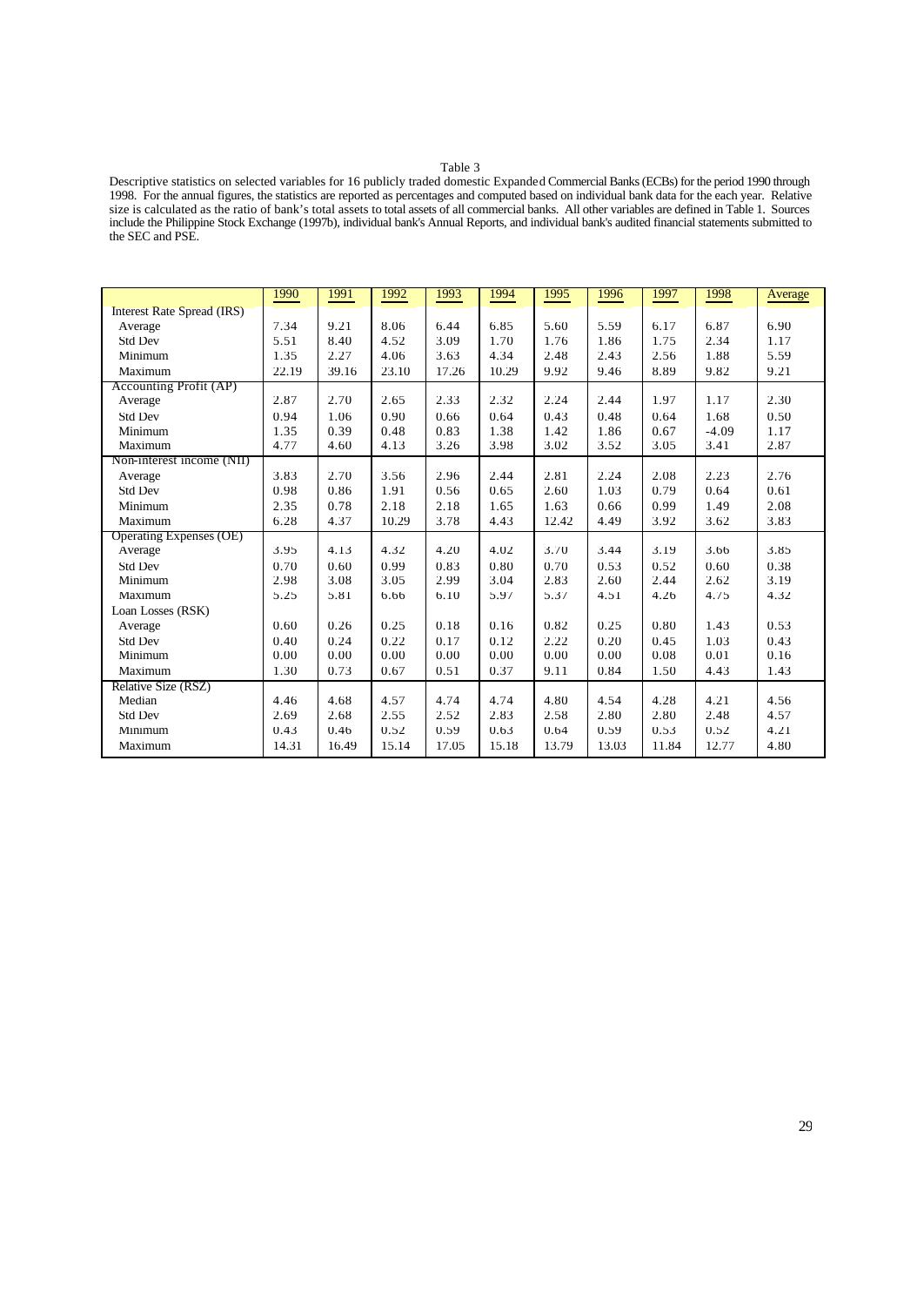Table 3

Descriptive statistics on selected variables for 16 publicly traded domestic Expanded Commercial Banks (ECBs) for the period 1990 through 1998. For the annual figures, the statistics are reported as percentages and computed based on individual bank data for the each year. Relative size is calculated as the ratio of bank's total assets to total assets of all commercial banks. All other variables are defined in Table 1. Sources include the Philippine Stock Exchange (1997b), individual bank's Annual Reports, and individual bank's audited financial statements submitted to the SEC and PSE.

| | 1990 | 1991 | 1992 | 1993 | 1994 | 1995 | 1996 | 1997 | 1998 | Average |
|---|---|---|---|---|---|---|---|---|---|---|
| Interest Rate Spread (IRS) | | | | | | | | | | |
| Average | 7.34 | 9.21 | 8.06 | 6.44 | 6.85 | 5.60 | 5.59 | 6.17 | 6.87 | 6.90 |
| Std Dev | 5.51 | 8.40 | 4.52 | 3.09 | 1.70 | 1.76 | 1.86 | 1.75 | 2.34 | 1.17 |
| Minimum | 1.35 | 2.27 | 4.06 | 3.63 | 4.34 | 2.48 | 2.43 | 2.56 | 1.88 | 5.59 |
| Maximum | 22.19 | 39.16 | 23.10 | 17.26 | 10.29 | 9.92 | 9.46 | 8.89 | 9.82 | 9.21 |
| Accounting Profit (AP) | | | | | | | | | | |
| Average | 2.87 | 2.70 | 2.65 | 2.33 | 2.32 | 2.24 | 2.44 | 1.97 | 1.17 | 2.30 |
| Std Dev | 0.94 | 1.06 | 0.90 | 0.66 | 0.64 | 0.43 | 0.48 | 0.64 | 1.68 | 0.50 |
| Minimum | 1.35 | 0.39 | 0.48 | 0.83 | 1.38 | 1.42 | 1.86 | 0.67 | -4.09 | 1.17 |
| Maximum | 4.77 | 4.60 | 4.13 | 3.26 | 3.98 | 3.02 | 3.52 | 3.05 | 3.41 | 2.87 |
| Non-interest income (NII) | | | | | | | | | | |
| Average | 3.83 | 2.70 | 3.56 | 2.96 | 2.44 | 2.81 | 2.24 | 2.08 | 2.23 | 2.76 |
| Std Dev | 0.98 | 0.86 | 1.91 | 0.56 | 0.65 | 2.60 | 1.03 | 0.79 | 0.64 | 0.61 |
| Minimum | 2.35 | 0.78 | 2.18 | 2.18 | 1.65 | 1.63 | 0.66 | 0.99 | 1.49 | 2.08 |
| Maximum | 6.28 | 4.37 | 10.29 | 3.78 | 4.43 | 12.42 | 4.49 | 3.92 | 3.62 | 3.83 |
| Operating Expenses (OE) | | | | | | | | | | |
| Average | 3.95 | 4.13 | 4.32 | 4.20 | 4.02 | 3.70 | 3.44 | 3.19 | 3.66 | 3.85 |
| Std Dev | 0.70 | 0.60 | 0.99 | 0.83 | 0.80 | 0.70 | 0.53 | 0.52 | 0.60 | 0.38 |
| Minimum | 2.98 | 3.08 | 3.05 | 2.99 | 3.04 | 2.83 | 2.60 | 2.44 | 2.62 | 3.19 |
| Maximum | 5.25 | 5.81 | 6.66 | 6.10 | 5.97 | 5.37 | 4.51 | 4.26 | 4.75 | 4.32 |
| Loan Losses (RSK) | | | | | | | | | | |
| Average | 0.60 | 0.26 | 0.25 | 0.18 | 0.16 | 0.82 | 0.25 | 0.80 | 1.43 | 0.53 |
| Std Dev | 0.40 | 0.24 | 0.22 | 0.17 | 0.12 | 2.22 | 0.20 | 0.45 | 1.03 | 0.43 |
| Minimum | 0.00 | 0.00 | 0.00 | 0.00 | 0.00 | 0.00 | 0.00 | 0.08 | 0.01 | 0.16 |
| Maximum | 1.30 | 0.73 | 0.67 | 0.51 | 0.37 | 9.11 | 0.84 | 1.50 | 4.43 | 1.43 |
| Relative Size (RSZ) | | | | | | | | | | |
| Median | 4.46 | 4.68 | 4.57 | 4.74 | 4.74 | 4.80 | 4.54 | 4.28 | 4.21 | 4.56 |
| Std Dev | 2.69 | 2.68 | 2.55 | 2.52 | 2.83 | 2.58 | 2.80 | 2.80 | 2.48 | 4.57 |
| Minimum | 0.43 | 0.46 | 0.52 | 0.59 | 0.63 | 0.64 | 0.59 | 0.53 | 0.52 | 4.21 |
| Maximum | 14.31 | 16.49 | 15.14 | 17.05 | 15.18 | 13.79 | 13.03 | 11.84 | 12.77 | 4.80 |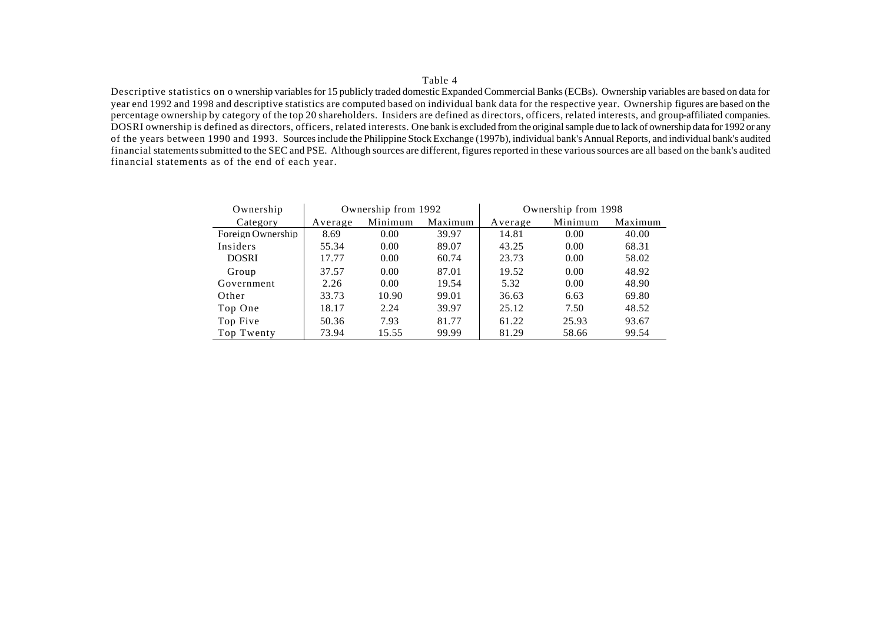Table 4

Descriptive statistics on ownership variables for 15 publicly traded domestic Expanded Commercial Banks (ECBs). Ownership variables are based on data for year end 1992 and 1998 and descriptive statistics are computed based on individual bank data for the respective year. Ownership figures are based on the percentage ownership by category of the top 20 shareholders. Insiders are defined as directors, officers, related interests, and group-affiliated companies. DOSRI ownership is defined as directors, officers, related interests. One bank is excluded from the original sample due to lack of ownership data for 1992 or any of the years between 1990 and 1993. Sources include the Philippine Stock Exchange (1997b), individual bank's Annual Reports, and individual bank's audited financial statements submitted to the SEC and PSE. Although sources are different, figures reported in these various sources are all based on the bank's audited financial statements as of the end of each year.

| Ownership | Ownership from 1992 | | | Ownership from 1998 | | |
|---|---|---|---|---|---|---|
| Category | Average | Minimum | Maximum | Average | Minimum | Maximum |
| Foreign Ownership | 8.69 | 0.00 | 39.97 | 14.81 | 0.00 | 40.00 |
| Insiders | 55.34 | 0.00 | 89.07 | 43.25 | 0.00 | 68.31 |
| DOSRI | 17.77 | 0.00 | 60.74 | 23.73 | 0.00 | 58.02 |
| Group | 37.57 | 0.00 | 87.01 | 19.52 | 0.00 | 48.92 |
| Government | 2.26 | 0.00 | 19.54 | 5.32 | 0.00 | 48.90 |
| Other | 33.73 | 10.90 | 99.01 | 36.63 | 6.63 | 69.80 |
| Top One | 18.17 | 2.24 | 39.97 | 25.12 | 7.50 | 48.52 |
| Top Five | 50.36 | 7.93 | 81.77 | 61.22 | 25.93 | 93.67 |
| Top Twenty | 73.94 | 15.55 | 99.99 | 81.29 | 58.66 | 99.54 |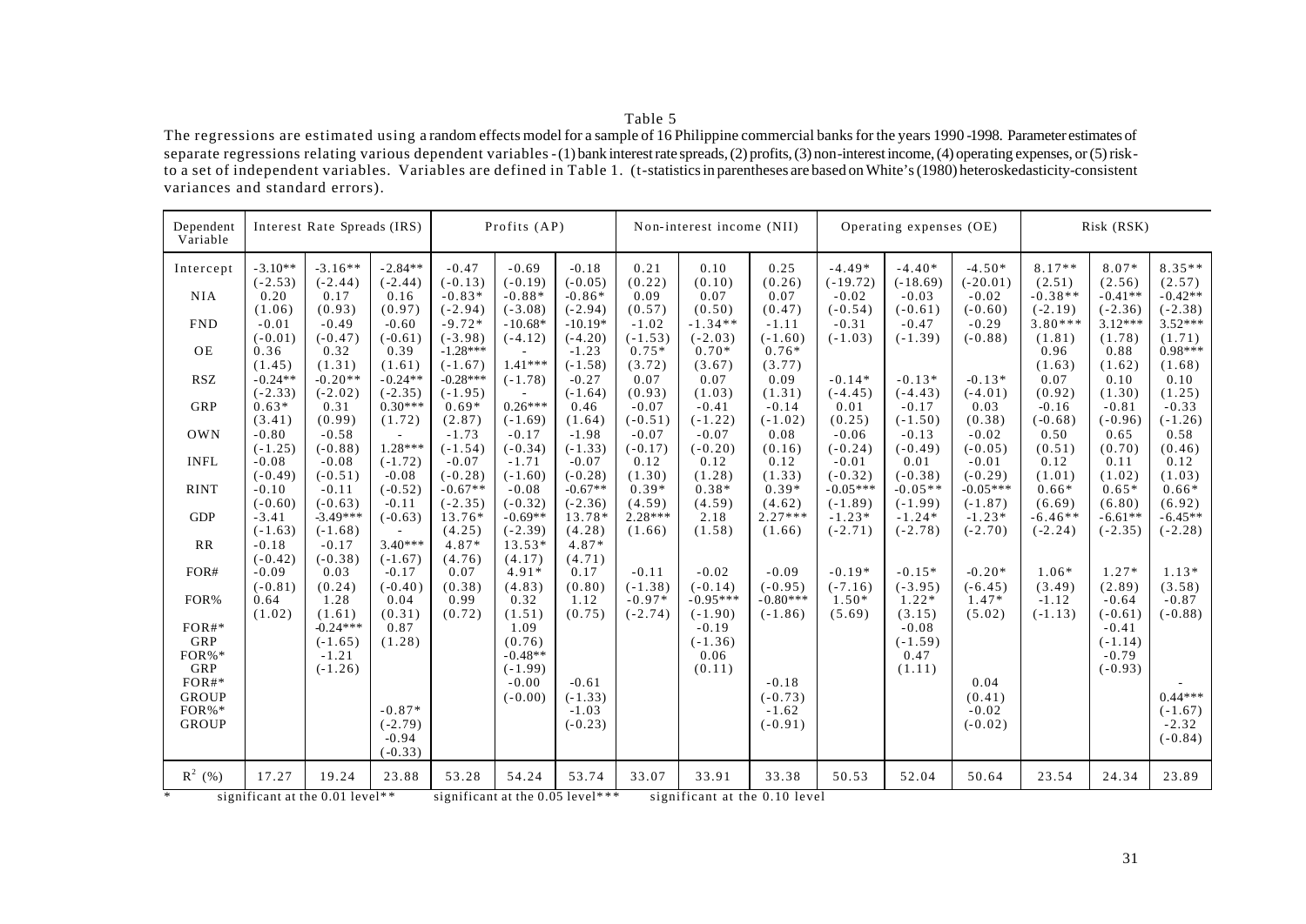Table 5

The regressions are estimated using a random effects model for a sample of 16 Philippine commercial banks for the years 1990-1998. Parameter estimates of separate regressions relating various dependent variables - (1) bank interest rate spreads, (2) profits, (3) non-interest income, (4) operating expenses, or (5) risk - to a set of independent variables. Variables are defined in Table 1. (t-statistics in parentheses are based on White's (1980) heteroskedasticity-consistent variances and standard errors).

| Dependent Variable | Interest Rate Spreads (IRS) | | | Profits (AP) | | | Non-interest income (NII) | | | Operating expenses (OE) | | | Risk (RSK) | | |
|---|---|---|---|---|---|---|---|---|---|---|---|---|---|---|---|
| Intercept | -3.10** | -3.16** | -2.84** | -0.47 | -0.69 | -0.18 | 0.21 | 0.10 | 0.25 | -4.49* | -4.40* | -4.50* | 8.17** | 8.07* | 8.35** |
| | (-2.53) | (-2.44) | (-2.44) | (-0.13) | (-0.19) | (-0.05) | (0.22) | (0.10) | (0.26) | (-19.72) | (-18.69) | (-20.01) | (2.51) | (2.56) | (2.57) |
| NIA | 0.20 | 0.17 | 0.16 | -0.83* | -0.88* | -0.86* | 0.09 | 0.07 | 0.07 | -0.02 | -0.03 | -0.02 | -0.38** | -0.41** | -0.42** |
| | (1.06) | (0.93) | (0.97) | (-2.94) | (-3.08) | (-2.94) | (0.57) | (0.50) | (0.47) | (-0.54) | (-0.61) | (-0.60) | (-2.19) | (-2.36) | (-2.38) |
| FND | -0.01 | -0.49 | -0.60 | -9.72* | -10.68* | -10.19* | -1.02 | -1.34** | -1.11 | -0.31 | -0.47 | -0.29 | 3.80*** | 3.12*** | 3.52*** |
| | (-0.01) | (-0.47) | (-0.61) | (-3.98) | (-4.12) | (-4.20) | (-1.53) | (-2.03) | (-1.60) | (-1.03) | (-1.39) | (-0.88) | (1.81) | (1.78) | (1.71) |
| OE | 0.36 | 0.32 | 0.39 | -1.28*** | - | -1.23 | 0.75* | 0.70* | 0.76* | | | | 0.96 | 0.88 | 0.98*** |
| | (1.45) | (1.31) | (1.61) | (-1.67) | 1.41*** | (-1.58) | (3.72) | (3.67) | (3.77) | | | | (1.63) | (1.62) | (1.68) |
| RSZ | -0.24** | -0.20** | -0.24** | -0.28*** | (-1.78) | -0.27 | 0.07 | 0.07 | 0.09 | -0.14* | -0.13* | -0.13* | 0.07 | 0.10 | 0.10 |
| | (-2.33) | (-2.02) | (-2.35) | (-1.95) | - | (-1.64) | (0.93) | (1.03) | (1.31) | (-4.45) | (-4.43) | (-4.01) | (0.92) | (1.30) | (1.25) |
| GRP | 0.63* | 0.31 | 0.30*** | 0.69* | 0.26*** | 0.46 | -0.07 | -0.41 | -0.14 | 0.01 | -0.17 | 0.03 | -0.16 | -0.81 | -0.33 |
| | (3.41) | (0.99) | (1.72) | (2.87) | (-1.69) | (1.64) | (-0.51) | (-1.22) | (-1.02) | (0.25) | (-1.50) | (0.38) | (-0.68) | (-0.96) | (-1.26) |
| OWN | -0.80 | -0.58 | - | -1.73 | -0.17 | -1.98 | -0.07 | -0.07 | 0.08 | -0.06 | -0.13 | -0.02 | 0.50 | 0.65 | 0.58 |
| | (-1.25) | (-0.88) | 1.28*** | (-1.54) | (-0.34) | (-1.33) | (-0.17) | (-0.20) | (0.16) | (-0.24) | (-0.49) | (-0.05) | (0.51) | (0.70) | (0.46) |
| INFL | -0.08 | -0.08 | (-1.72) | -0.07 | -1.71 | -0.07 | 0.12 | 0.12 | 0.12 | -0.01 | 0.01 | -0.01 | 0.12 | 0.11 | 0.12 |
| | (-0.49) | (-0.51) | -0.08 | (-0.28) | (-1.60) | (-0.28) | (1.30) | (1.28) | (1.33) | (-0.32) | (-0.38) | (-0.29) | (1.01) | (1.02) | (1.03) |
| RINT | -0.10 | -0.11 | (-0.52) | -0.67** | -0.08 | -0.67** | 0.39* | 0.38* | 0.39* | -0.05*** | -0.05** | -0.05*** | 0.66* | 0.65* | 0.66* |
| | (-0.60) | (-0.63) | -0.11 | (-2.35) | (-0.32) | (-2.36) | (4.59) | (4.59) | (4.62) | (-1.89) | (-1.99) | (-1.87) | (6.69) | (6.80) | (6.92) |
| GDP | -3.41 | -3.49*** | (-0.63) | 13.76* | -0.69** | 13.78* | 2.28*** | 2.18 | 2.27*** | -1.23* | -1.24* | -1.23* | -6.46** | -6.61** | -6.45** |
| | (-1.63) | (-1.68) | - | (4.25) | (-2.39) | (4.28) | (1.66) | (1.58) | (1.66) | (-2.71) | (-2.78) | (-2.70) | (-2.24) | (-2.35) | (-2.28) |
| RR | -0.18 | -0.17 | 3.40*** | 4.87* | 13.53* | 4.87* | | | | | | | | | |
| | (-0.42) | (-0.38) | (-1.67) | (4.76) | (4.17) | (4.71) | | | | | | | | | |
| FOR# | -0.09 | 0.03 | -0.17 | 0.07 | 4.91* | 0.17 | -0.11 | -0.02 | -0.09 | -0.19* | -0.15* | -0.20* | 1.06* | 1.27* | 1.13* |
| | (-0.81) | (0.24) | (-0.40) | (0.38) | (4.83) | (0.80) | (-1.38) | (-0.14) | (-0.95) | (-7.16) | (-3.95) | (-6.45) | (3.49) | (2.89) | (3.58) |
| FOR% | 0.64 | 1.28 | 0.04 | 0.99 | 0.32 | 1.12 | -0.97* | -0.95*** | -0.80*** | 1.50* | 1.22* | 1.47* | -1.12 | -0.64 | -0.87 |
| | (1.02) | (1.61) | (0.31) | (0.72) | (1.51) | (0.75) | (-2.74) | (-1.90) | (-1.86) | (5.69) | (3.15) | (5.02) | (-1.13) | (-0.61) | (-0.88) |
| FOR#* GRP | | -0.24*** | 0.87 | | 1.09 | | | -0.19 | | | -0.08 | | | -0.41 | |
| | | (-1.65) | (1.28) | | (0.76) | | | (-1.36) | | | (-1.59) | | | (-1.14) | |
| FOR%* GRP | | -1.21 | | | -0.48** | | | 0.06 | | | 0.47 | | | -0.79 | |
| | | (-1.26) | | | (-1.99) | | | (0.11) | | | (1.11) | | | (-0.93) | |
| FOR#* GROUP | | | | | -0.00 | -0.61 | | | -0.18 | | | 0.04 | | | - |
| | | | | | (-0.00) | (-1.33) | | | (-0.73) | | | (0.41) | | | 0.44*** |
| FOR%* GROUP | | | -0.87* | | | -1.03 | | | -1.62 | | | -0.02 | | | (-1.67) |
| | | | (-2.79) | | | (-0.23) | | | (-0.91) | | | (-0.02) | | | -2.32 |
| | | | -0.94 | | | | | | | | | | | | (-0.84) |
| | | | (-0.33) | | | | | | | | | | | | |
| $R^2$ (%) | 17.27 | 19.24 | 23.88 | 53.28 | 54.24 | 53.74 | 33.07 | 33.91 | 33.38 | 50.53 | 52.04 | 50.64 | 23.54 | 24.34 | 23.89 |

* significant at the 0.01 level** significant at the 0.05 level*** significant at the 0.10 level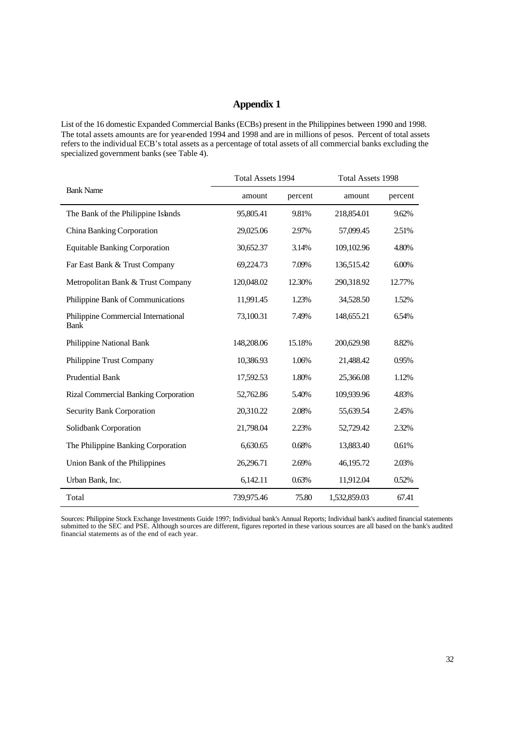# Appendix 1

List of the 16 domestic Expanded Commercial Banks (ECBs) present in the Philippines between 1990 and 1998. The total assets amounts are for year-ended 1994 and 1998 and are in millions of pesos. Percent of total assets refers to the individual ECB's total assets as a percentage of total assets of all commercial banks excluding the specialized government banks (see Table 4).

| Bank Name | Total Assets 1994 | | Total Assets 1998 | |
|---|---|---|---|---|
| | amount | percent | amount | percent |
| The Bank of the Philippine Islands | 95,805.41 | 9.81% | 218,854.01 | 9.62% |
| China Banking Corporation | 29,025.06 | 2.97% | 57,099.45 | 2.51% |
| Equitable Banking Corporation | 30,652.37 | 3.14% | 109,102.96 | 4.80% |
| Far East Bank & Trust Company | 69,224.73 | 7.09% | 136,515.42 | 6.00% |
| Metropolitan Bank & Trust Company | 120,048.02 | 12.30% | 290,318.92 | 12.77% |
| Philippine Bank of Communications | 11,991.45 | 1.23% | 34,528.50 | 1.52% |
| Philippine Commercial International Bank | 73,100.31 | 7.49% | 148,655.21 | 6.54% |
| Philippine National Bank | 148,208.06 | 15.18% | 200,629.98 | 8.82% |
| Philippine Trust Company | 10,386.93 | 1.06% | 21,488.42 | 0.95% |
| Prudential Bank | 17,592.53 | 1.80% | 25,366.08 | 1.12% |
| Rizal Commercial Banking Corporation | 52,762.86 | 5.40% | 109,939.96 | 4.83% |
| Security Bank Corporation | 20,310.22 | 2.08% | 55,639.54 | 2.45% |
| Solidbank Corporation | 21,798.04 | 2.23% | 52,729.42 | 2.32% |
| The Philippine Banking Corporation | 6,630.65 | 0.68% | 13,883.40 | 0.61% |
| Union Bank of the Philippines | 26,296.71 | 2.69% | 46,195.72 | 2.03% |
| Urban Bank, Inc. | 6,142.11 | 0.63% | 11,912.04 | 0.52% |
| Total | 739,975.46 | 75.80 | 1,532,859.03 | 67.41 |

Sources: Philippine Stock Exchange Investments Guide 1997; Individual bank's Annual Reports; Individual bank's audited financial statements submitted to the SEC and PSE. Although sources are different, figures reported in these various sources are all based on the bank's audited financial statements as of the end of each year.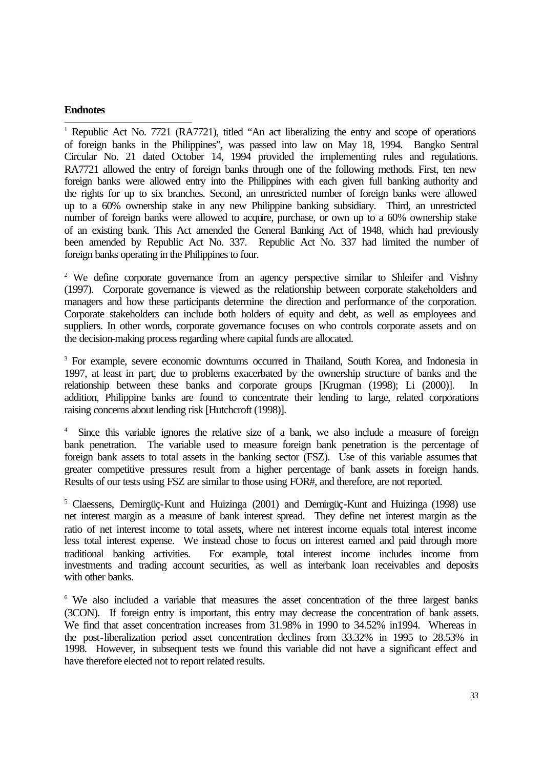**Endnotes**

[1] Republic Act No. 7721 (RA7721), titled "An act liberalizing the entry and scope of operations of foreign banks in the Philippines", was passed into law on May 18, 1994. Bangko Sentral Circular No. 21 dated October 14, 1994 provided the implementing rules and regulations. RA7721 allowed the entry of foreign banks through one of the following methods. First, ten new foreign banks were allowed entry into the Philippines with each given full banking authority and the rights for up to six branches. Second, an unrestricted number of foreign banks were allowed up to a 60% ownership stake in any new Philippine banking subsidiary. Third, an unrestricted number of foreign banks were allowed to acquire, purchase, or own up to a 60% ownership stake of an existing bank. This Act amended the General Banking Act of 1948, which had previously been amended by Republic Act No. 337. Republic Act No. 337 had limited the number of foreign banks operating in the Philippines to four.

[2] We define corporate governance from an agency perspective similar to Shleifer and Vishny (1997). Corporate governance is viewed as the relationship between corporate stakeholders and managers and how these participants determine the direction and performance of the corporation. Corporate stakeholders can include both holders of equity and debt, as well as employees and suppliers. In other words, corporate governance focuses on who controls corporate assets and on the decision-making process regarding where capital funds are allocated.

[3] For example, severe economic downturns occurred in Thailand, South Korea, and Indonesia in 1997, at least in part, due to problems exacerbated by the ownership structure of banks and the relationship between these banks and corporate groups [Krugman (1998); Li (2000)]. In addition, Philippine banks are found to concentrate their lending to large, related corporations raising concerns about lending risk [Hutchcroft (1998)].

[4] Since this variable ignores the relative size of a bank, we also include a measure of foreign bank penetration. The variable used to measure foreign bank penetration is the percentage of foreign bank assets to total assets in the banking sector (FSZ). Use of this variable assumes that greater competitive pressures result from a higher percentage of bank assets in foreign hands. Results of our tests using FSZ are similar to those using FOR#, and therefore, are not reported.

[5] Claessens, Demirgüç-Kunt and Huizinga (2001) and Demirgüç-Kunt and Huizinga (1998) use net interest margin as a measure of bank interest spread. They define net interest margin as the ratio of net interest income to total assets, where net interest income equals total interest income less total interest expense. We instead chose to focus on interest earned and paid through more traditional banking activities. For example, total interest income includes income from investments and trading account securities, as well as interbank loan receivables and deposits with other banks.

[6] We also included a variable that measures the asset concentration of the three largest banks (3CON). If foreign entry is important, this entry may decrease the concentration of bank assets. We find that asset concentration increases from 31.98% in 1990 to 34.52% in1994. Whereas in the post-liberalization period asset concentration declines from 33.32% in 1995 to 28.53% in 1998. However, in subsequent tests we found this variable did not have a significant effect and have therefore elected not to report related results.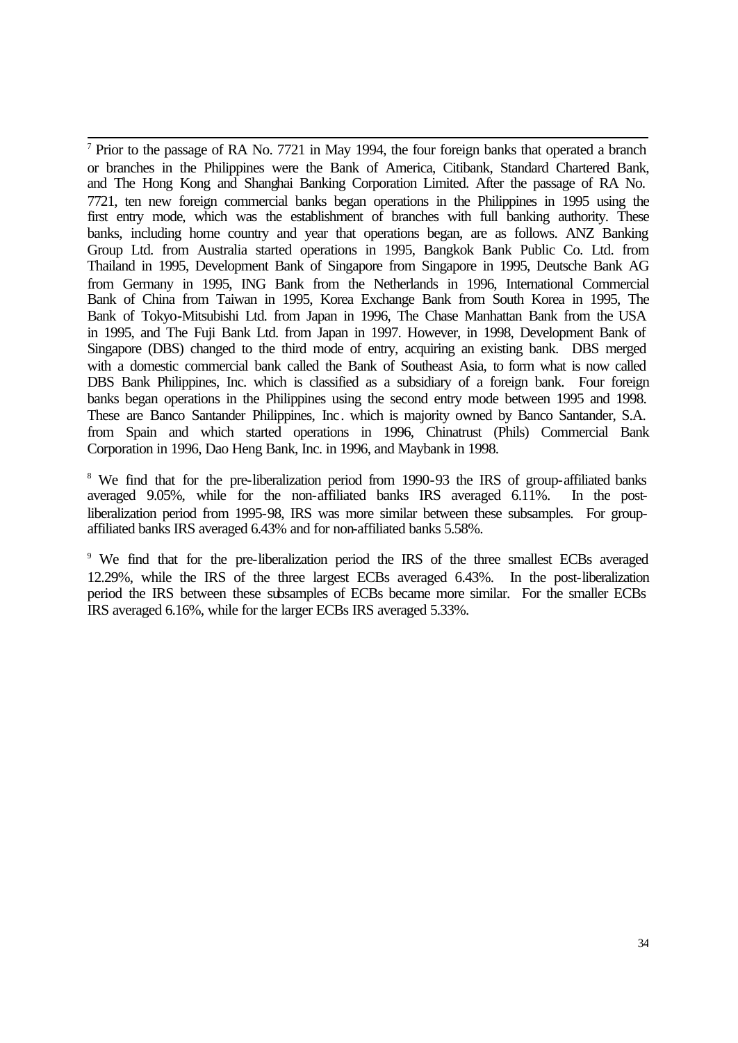[7] Prior to the passage of RA No. 7721 in May 1994, the four foreign banks that operated a branch or branches in the Philippines were the Bank of America, Citibank, Standard Chartered Bank, and The Hong Kong and Shanghai Banking Corporation Limited. After the passage of RA No. 7721, ten new foreign commercial banks began operations in the Philippines in 1995 using the first entry mode, which was the establishment of branches with full banking authority. These banks, including home country and year that operations began, are as follows. ANZ Banking Group Ltd. from Australia started operations in 1995, Bangkok Bank Public Co. Ltd. from Thailand in 1995, Development Bank of Singapore from Singapore in 1995, Deutsche Bank AG from Germany in 1995, ING Bank from the Netherlands in 1996, International Commercial Bank of China from Taiwan in 1995, Korea Exchange Bank from South Korea in 1995, The Bank of Tokyo-Mitsubishi Ltd. from Japan in 1996, The Chase Manhattan Bank from the USA in 1995, and The Fuji Bank Ltd. from Japan in 1997. However, in 1998, Development Bank of Singapore (DBS) changed to the third mode of entry, acquiring an existing bank. DBS merged with a domestic commercial bank called the Bank of Southeast Asia, to form what is now called DBS Bank Philippines, Inc. which is classified as a subsidiary of a foreign bank. Four foreign banks began operations in the Philippines using the second entry mode between 1995 and 1998. These are Banco Santander Philippines, Inc. which is majority owned by Banco Santander, S.A. from Spain and which started operations in 1996, Chinatrust (Phils) Commercial Bank Corporation in 1996, Dao Heng Bank, Inc. in 1996, and Maybank in 1998.

[8] We find that for the pre-liberalization period from 1990-93 the IRS of group-affiliated banks averaged 9.05%, while for the non-affiliated banks IRS averaged 6.11%. In the post-liberalization period from 1995-98, IRS was more similar between these subsamples. For group-affiliated banks IRS averaged 6.43% and for non-affiliated banks 5.58%.

[9] We find that for the pre-liberalization period the IRS of the three smallest ECBs averaged 12.29%, while the IRS of the three largest ECBs averaged 6.43%. In the post-liberalization period the IRS between these subsamples of ECBs became more similar. For the smaller ECBs IRS averaged 6.16%, while for the larger ECBs IRS averaged 5.33%.